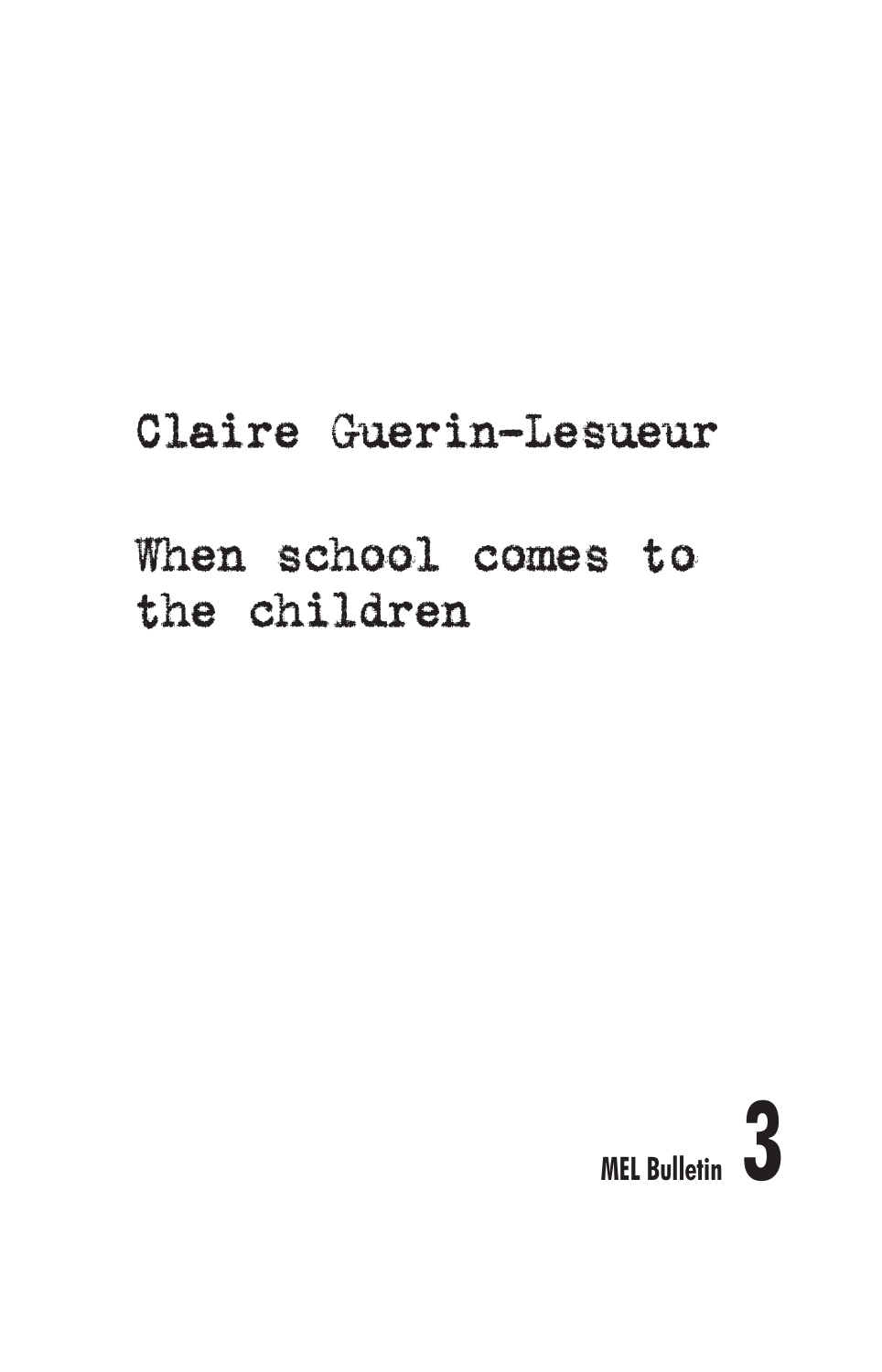Claire Guerin-Lesueur

# When school comes to the children

MEL Bulletin **3**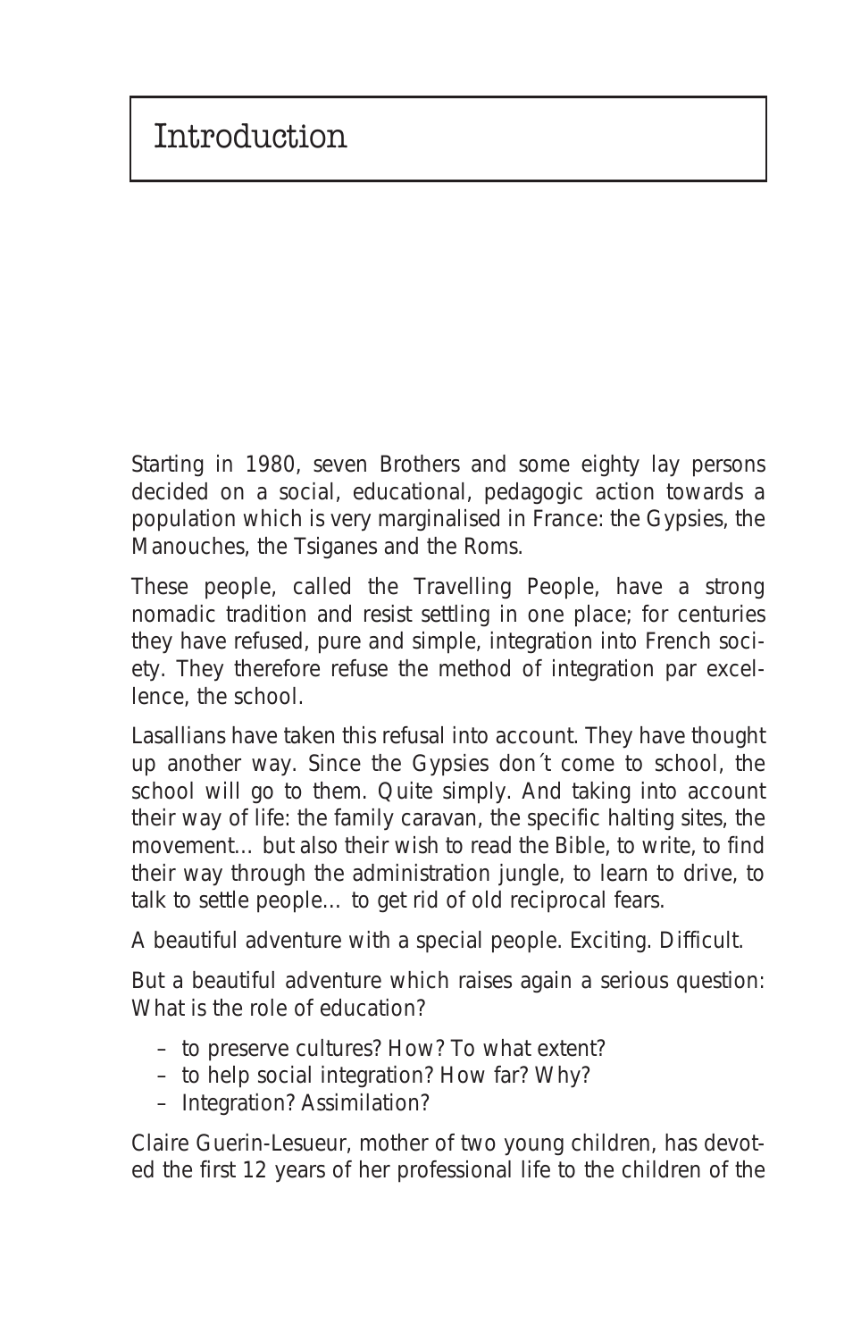# Introduction

Starting in 1980, seven Brothers and some eighty lay persons decided on a social, educational, pedagogic action towards a population which is very marginalised in France: the Gypsies, the Manouches, the Tsiganes and the Roms.

These people, called the Travelling People, have a strong nomadic tradition and resist settling in one place; for centuries they have refused, pure and simple, integration into French society. They therefore refuse the method of integration par excellence, the school.

Lasallians have taken this refusal into account. They have thought up another way. Since the Gypsies don´t come to school, the school will go to them. Quite simply. And taking into account their way of life: the family caravan, the specific halting sites, the movement… but also their wish to read the Bible, to write, to find their way through the administration jungle, to learn to drive, to talk to settle people… to get rid of old reciprocal fears.

A beautiful adventure with a special people. Exciting. Difficult.

But a beautiful adventure which raises again a serious question: What is the role of education?

- to preserve cultures? How? To what extent?
- to help social integration? How far? Why?
- Integration? Assimilation?

Claire Guerin-Lesueur, mother of two young children, has devoted the first 12 years of her professional life to the children of the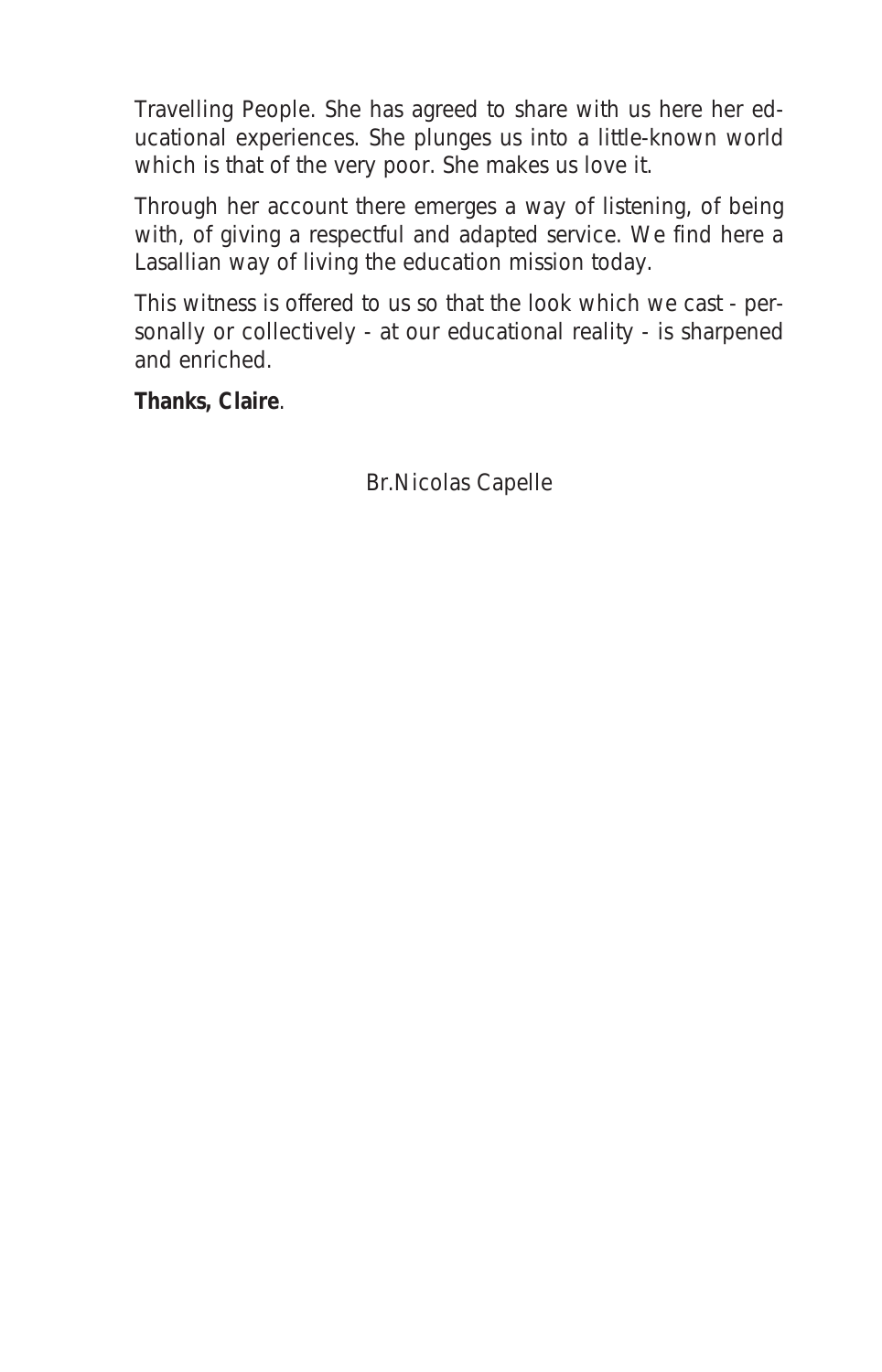Travelling People. She has agreed to share with us here her educational experiences. She plunges us into a little-known world which is that of the very poor. She makes us love it.

Through her account there emerges a way of listening, of being with, of giving a respectful and adapted service. We find here a Lasallian way of living the education mission today.

This witness is offered to us so that the look which we cast - personally or collectively - at our educational reality - is sharpened and enriched.

**Thanks, Claire**.

Br.Nicolas Capelle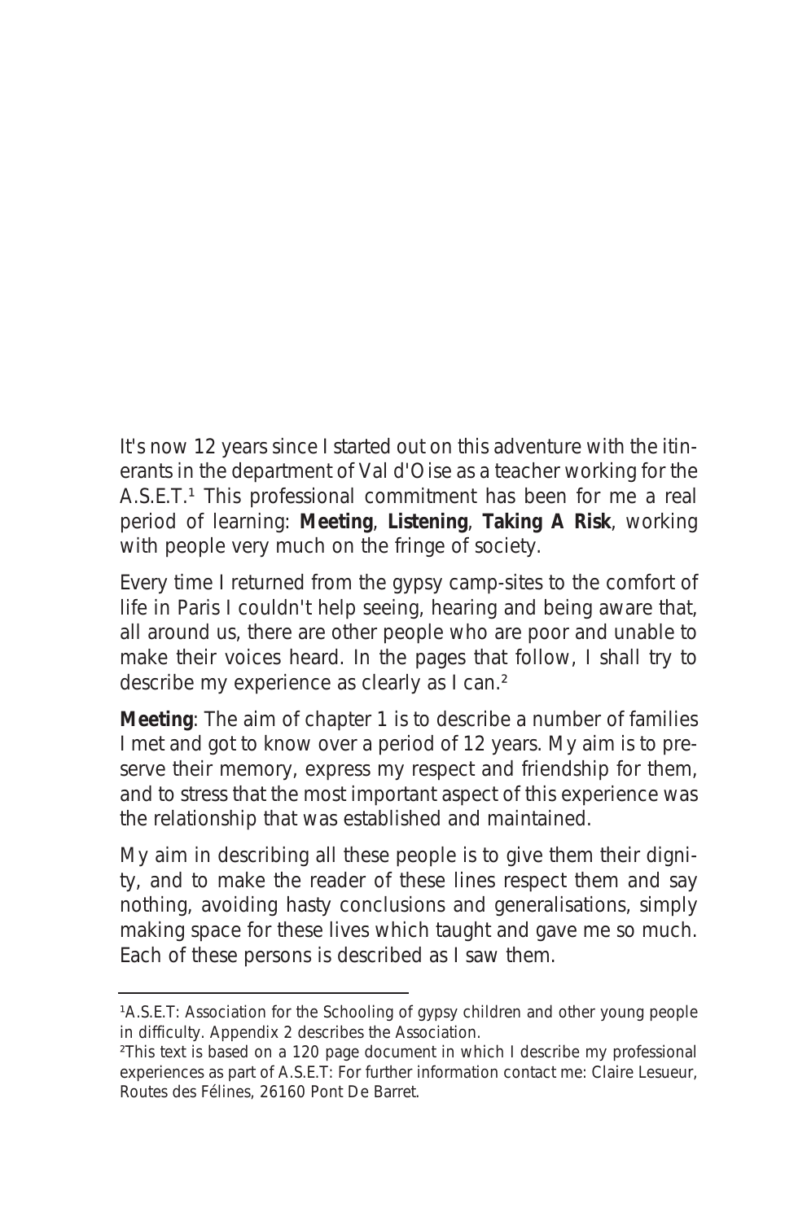It's now 12 years since I started out on this adventure with the itinerants in the department of Val d'Oise as a teacher working for the A.S.E.T.[1] This professional commitment has been for me a real period of learning: **Meeting**, **Listening**, **Taking A Risk**, working with people very much on the fringe of society.

Every time I returned from the gypsy camp-sites to the comfort of life in Paris I couldn't help seeing, hearing and being aware that, all around us, there are other people who are poor and unable to make their voices heard. In the pages that follow, I shall try to describe my experience as clearly as I can.[2]

**Meeting**: The aim of chapter 1 is to describe a number of families I met and got to know over a period of 12 years. My aim is to preserve their memory, express my respect and friendship for them, and to stress that the most important aspect of this experience was the relationship that was established and maintained.

My aim in describing all these people is to give them their dignity, and to make the reader of these lines respect them and say nothing, avoiding hasty conclusions and generalisations, simply making space for these lives which taught and gave me so much. Each of these persons is described as I saw them.

---

[1] A.S.E.T: Association for the Schooling of gypsy children and other young people in difficulty. Appendix 2 describes the Association.

[2] This text is based on a 120 page document in which I describe my professional experiences as part of A.S.E.T: For further information contact me: Claire Lesueur, Routes des Félines, 26160 Pont De Barret.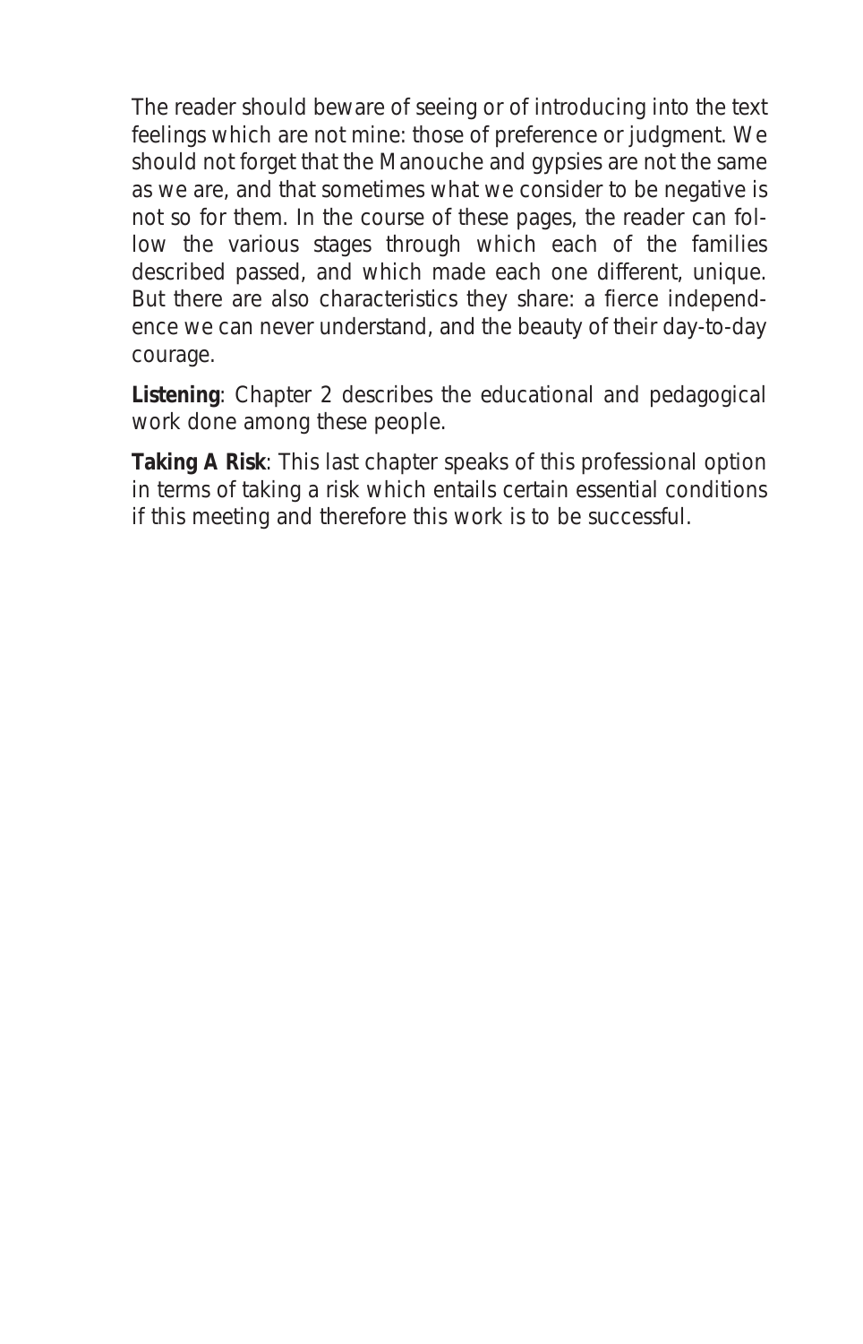The reader should beware of seeing or of introducing into the text feelings which are not mine: those of preference or judgment. We should not forget that the Manouche and gypsies are not the same as we are, and that sometimes what we consider to be negative is not so for them. In the course of these pages, the reader can follow the various stages through which each of the families described passed, and which made each one different, unique. But there are also characteristics they share: a fierce independence we can never understand, and the beauty of their day-to-day courage.

**Listening**: Chapter 2 describes the educational and pedagogical work done among these people.

**Taking A Risk**: This last chapter speaks of this professional option in terms of taking a risk which entails certain essential conditions if this meeting and therefore this work is to be successful.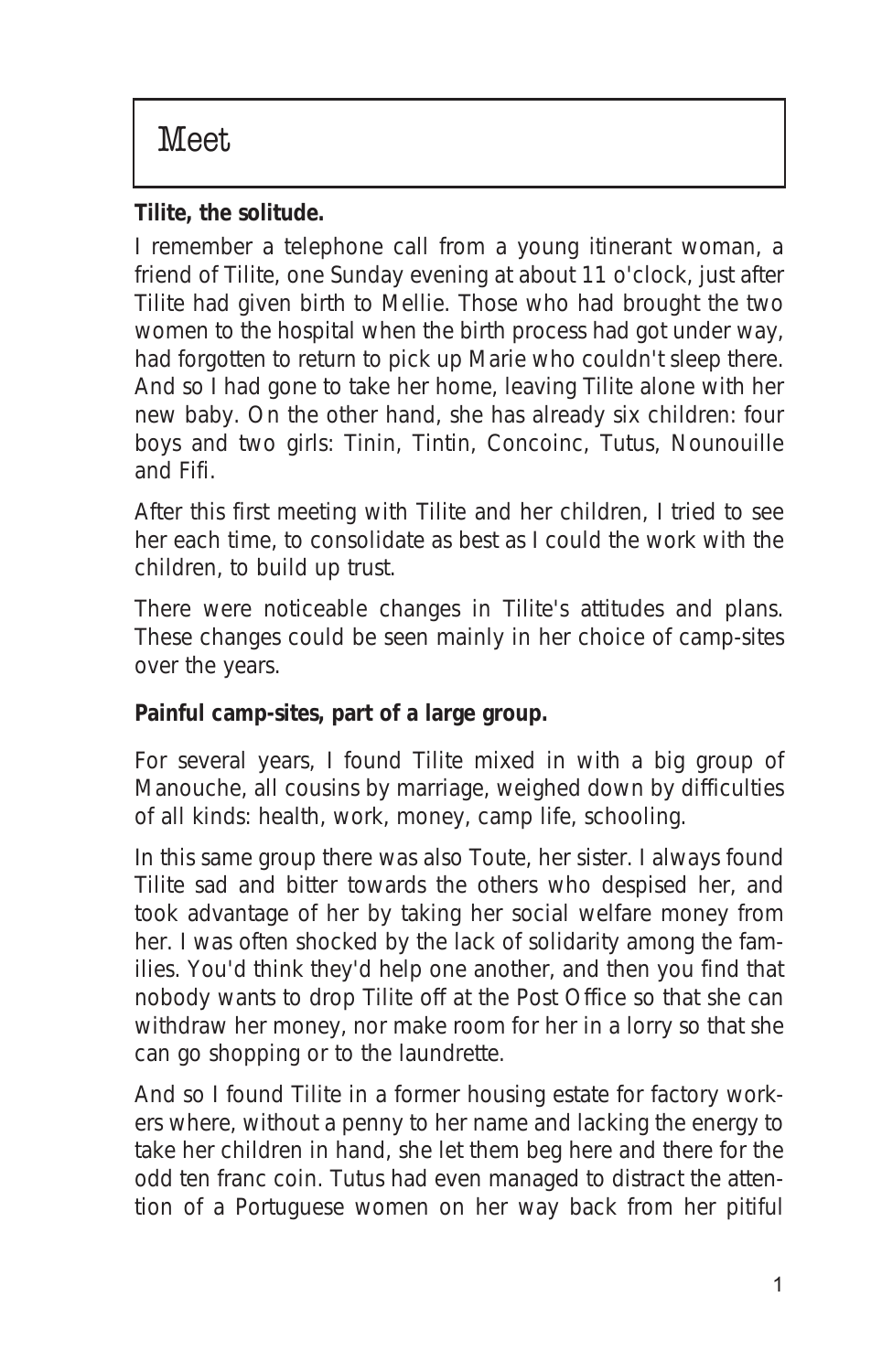# Meet

**Tilite, the solitude.**

I remember a telephone call from a young itinerant woman, a friend of Tilite, one Sunday evening at about 11 o'clock, just after Tilite had given birth to Mellie. Those who had brought the two women to the hospital when the birth process had got under way, had forgotten to return to pick up Marie who couldn't sleep there. And so I had gone to take her home, leaving Tilite alone with her new baby. On the other hand, she has already six children: four boys and two girls: Tinin, Tintin, Concoinc, Tutus, Nounouille and Fifi.

After this first meeting with Tilite and her children, I tried to see her each time, to consolidate as best as I could the work with the children, to build up trust.

There were noticeable changes in Tilite's attitudes and plans. These changes could be seen mainly in her choice of camp-sites over the years.

**Painful camp-sites, part of a large group.**

For several years, I found Tilite mixed in with a big group of Manouche, all cousins by marriage, weighed down by difficulties of all kinds: health, work, money, camp life, schooling.

In this same group there was also Toute, her sister. I always found Tilite sad and bitter towards the others who despised her, and took advantage of her by taking her social welfare money from her. I was often shocked by the lack of solidarity among the families. You'd think they'd help one another, and then you find that nobody wants to drop Tilite off at the Post Office so that she can withdraw her money, nor make room for her in a lorry so that she can go shopping or to the laundrette.

And so I found Tilite in a former housing estate for factory workers where, without a penny to her name and lacking the energy to take her children in hand, she let them beg here and there for the odd ten franc coin. Tutus had even managed to distract the attention of a Portuguese women on her way back from her pitiful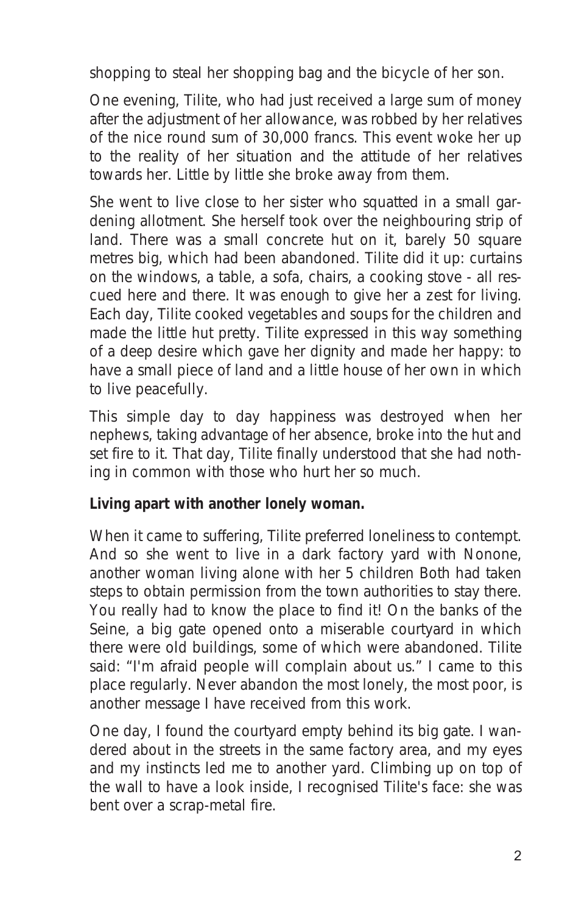shopping to steal her shopping bag and the bicycle of her son.

One evening, Tilite, who had just received a large sum of money after the adjustment of her allowance, was robbed by her relatives of the nice round sum of 30,000 francs. This event woke her up to the reality of her situation and the attitude of her relatives towards her. Little by little she broke away from them.

She went to live close to her sister who squatted in a small gardening allotment. She herself took over the neighbouring strip of land. There was a small concrete hut on it, barely 50 square metres big, which had been abandoned. Tilite did it up: curtains on the windows, a table, a sofa, chairs, a cooking stove - all rescued here and there. It was enough to give her a zest for living. Each day, Tilite cooked vegetables and soups for the children and made the little hut pretty. Tilite expressed in this way something of a deep desire which gave her dignity and made her happy: to have a small piece of land and a little house of her own in which to live peacefully.

This simple day to day happiness was destroyed when her nephews, taking advantage of her absence, broke into the hut and set fire to it. That day, Tilite finally understood that she had nothing in common with those who hurt her so much.

**Living apart with another lonely woman.**

When it came to suffering, Tilite preferred loneliness to contempt. And so she went to live in a dark factory yard with Nonone, another woman living alone with her 5 children Both had taken steps to obtain permission from the town authorities to stay there. You really had to know the place to find it! On the banks of the Seine, a big gate opened onto a miserable courtyard in which there were old buildings, some of which were abandoned. Tilite said: "I'm afraid people will complain about us." I came to this place regularly. Never abandon the most lonely, the most poor, is another message I have received from this work.

One day, I found the courtyard empty behind its big gate. I wandered about in the streets in the same factory area, and my eyes and my instincts led me to another yard. Climbing up on top of the wall to have a look inside, I recognised Tilite's face: she was bent over a scrap-metal fire.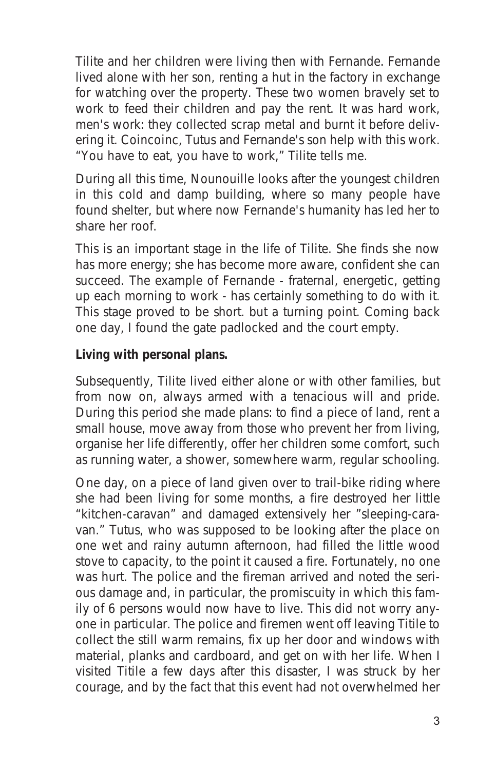Tilite and her children were living then with Fernande. Fernande lived alone with her son, renting a hut in the factory in exchange for watching over the property. These two women bravely set to work to feed their children and pay the rent. It was hard work, men's work: they collected scrap metal and burnt it before delivering it. Coincoinc, Tutus and Fernande's son help with this work. “You have to eat, you have to work,” Tilite tells me.

During all this time, Nounouille looks after the youngest children in this cold and damp building, where so many people have found shelter, but where now Fernande's humanity has led her to share her roof.

This is an important stage in the life of Tilite. She finds she now has more energy; she has become more aware, confident she can succeed. The example of Fernande - fraternal, energetic, getting up each morning to work - has certainly something to do with it. This stage proved to be short. but a turning point. Coming back one day, I found the gate padlocked and the court empty.

**Living with personal plans.**

Subsequently, Tilite lived either alone or with other families, but from now on, always armed with a tenacious will and pride. During this period she made plans: to find a piece of land, rent a small house, move away from those who prevent her from living, organise her life differently, offer her children some comfort, such as running water, a shower, somewhere warm, regular schooling.

One day, on a piece of land given over to trail-bike riding where she had been living for some months, a fire destroyed her little “kitchen-caravan” and damaged extensively her ”sleeping-caravan.” Tutus, who was supposed to be looking after the place on one wet and rainy autumn afternoon, had filled the little wood stove to capacity, to the point it caused a fire. Fortunately, no one was hurt. The police and the fireman arrived and noted the serious damage and, in particular, the promiscuity in which this family of 6 persons would now have to live. This did not worry anyone in particular. The police and firemen went off leaving Titile to collect the still warm remains, fix up her door and windows with material, planks and cardboard, and get on with her life. When I visited Titile a few days after this disaster, I was struck by her courage, and by the fact that this event had not overwhelmed her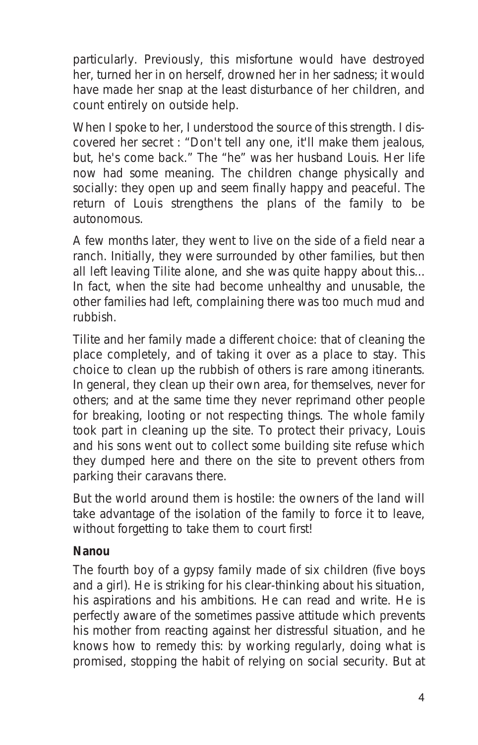particularly. Previously, this misfortune would have destroyed her, turned her in on herself, drowned her in her sadness; it would have made her snap at the least disturbance of her children, and count entirely on outside help.

When I spoke to her, I understood the source of this strength. I discovered her secret : “Don't tell any one, it'll make them jealous, but, he's come back.” The “he” was her husband Louis. Her life now had some meaning. The children change physically and socially: they open up and seem finally happy and peaceful. The return of Louis strengthens the plans of the family to be autonomous.

A few months later, they went to live on the side of a field near a ranch. Initially, they were surrounded by other families, but then all left leaving Tilite alone, and she was quite happy about this... In fact, when the site had become unhealthy and unusable, the other families had left, complaining there was too much mud and rubbish.

Tilite and her family made a different choice: that of cleaning the place completely, and of taking it over as a place to stay. This choice to clean up the rubbish of others is rare among itinerants. In general, they clean up their own area, for themselves, never for others; and at the same time they never reprimand other people for breaking, looting or not respecting things. The whole family took part in cleaning up the site. To protect their privacy, Louis and his sons went out to collect some building site refuse which they dumped here and there on the site to prevent others from parking their caravans there.

But the world around them is hostile: the owners of the land will take advantage of the isolation of the family to force it to leave, without forgetting to take them to court first!

**Nanou**

The fourth boy of a gypsy family made of six children (five boys and a girl). He is striking for his clear-thinking about his situation, his aspirations and his ambitions. He can read and write. He is perfectly aware of the sometimes passive attitude which prevents his mother from reacting against her distressful situation, and he knows how to remedy this: by working regularly, doing what is promised, stopping the habit of relying on social security. But at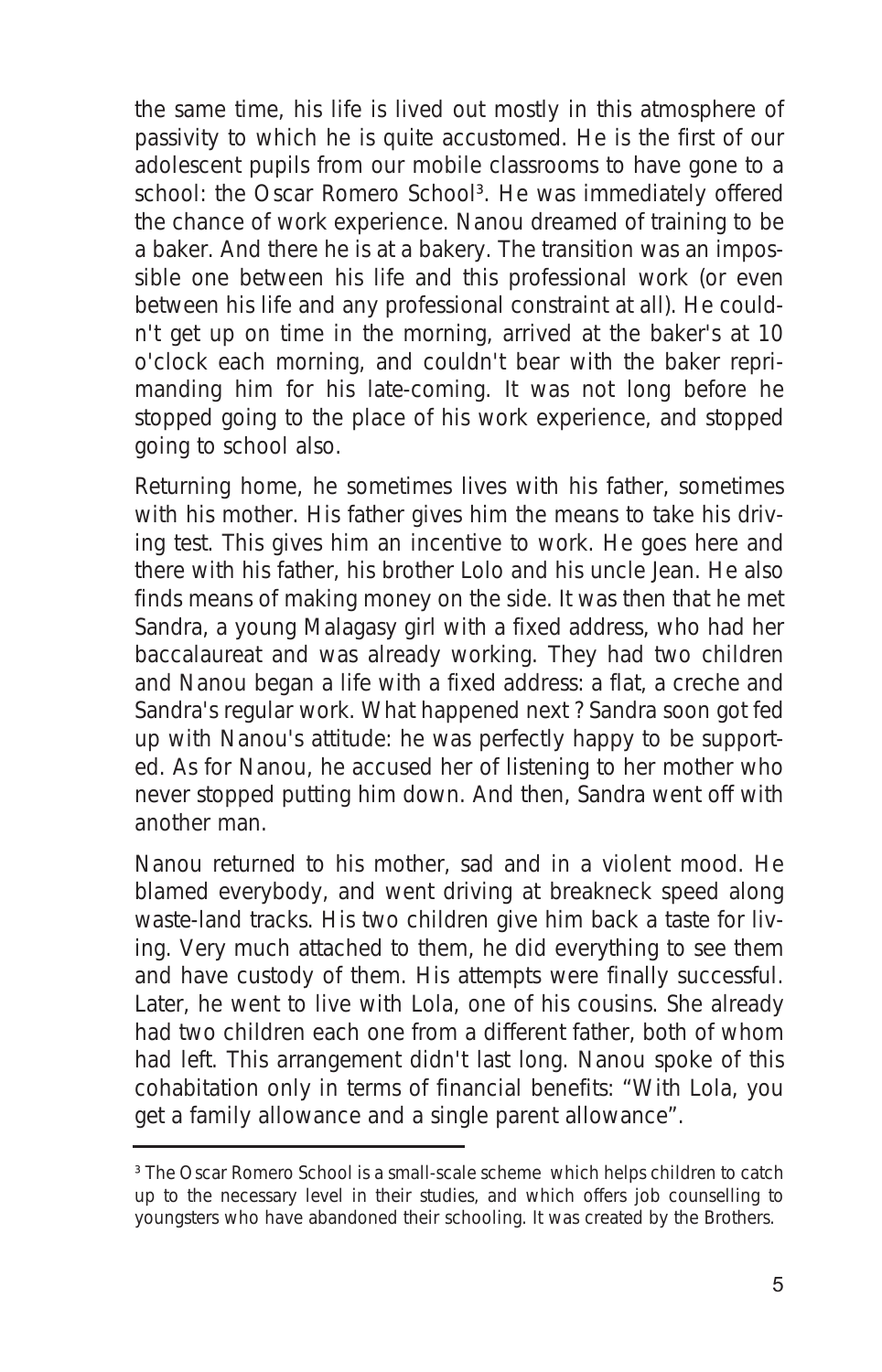the same time, his life is lived out mostly in this atmosphere of passivity to which he is quite accustomed. He is the first of our adolescent pupils from our mobile classrooms to have gone to a school: the Oscar Romero School[3]. He was immediately offered the chance of work experience. Nanou dreamed of training to be a baker. And there he is at a bakery. The transition was an impossible one between his life and this professional work (or even between his life and any professional constraint at all). He couldn't get up on time in the morning, arrived at the baker's at 10 o'clock each morning, and couldn't bear with the baker reprimanding him for his late-coming. It was not long before he stopped going to the place of his work experience, and stopped going to school also.

Returning home, he sometimes lives with his father, sometimes with his mother. His father gives him the means to take his driving test. This gives him an incentive to work. He goes here and there with his father, his brother Lolo and his uncle Jean. He also finds means of making money on the side. It was then that he met Sandra, a young Malagasy girl with a fixed address, who had her baccalaureat and was already working. They had two children and Nanou began a life with a fixed address: a flat, a creche and Sandra's regular work. What happened next ? Sandra soon got fed up with Nanou's attitude: he was perfectly happy to be supported. As for Nanou, he accused her of listening to her mother who never stopped putting him down. And then, Sandra went off with another man.

Nanou returned to his mother, sad and in a violent mood. He blamed everybody, and went driving at breakneck speed along waste-land tracks. His two children give him back a taste for living. Very much attached to them, he did everything to see them and have custody of them. His attempts were finally successful. Later, he went to live with Lola, one of his cousins. She already had two children each one from a different father, both of whom had left. This arrangement didn't last long. Nanou spoke of this cohabitation only in terms of financial benefits: "With Lola, you get a family allowance and a single parent allowance".

---

[3] The Oscar Romero School is a small-scale scheme which helps children to catch up to the necessary level in their studies, and which offers job counselling to youngsters who have abandoned their schooling. It was created by the Brothers.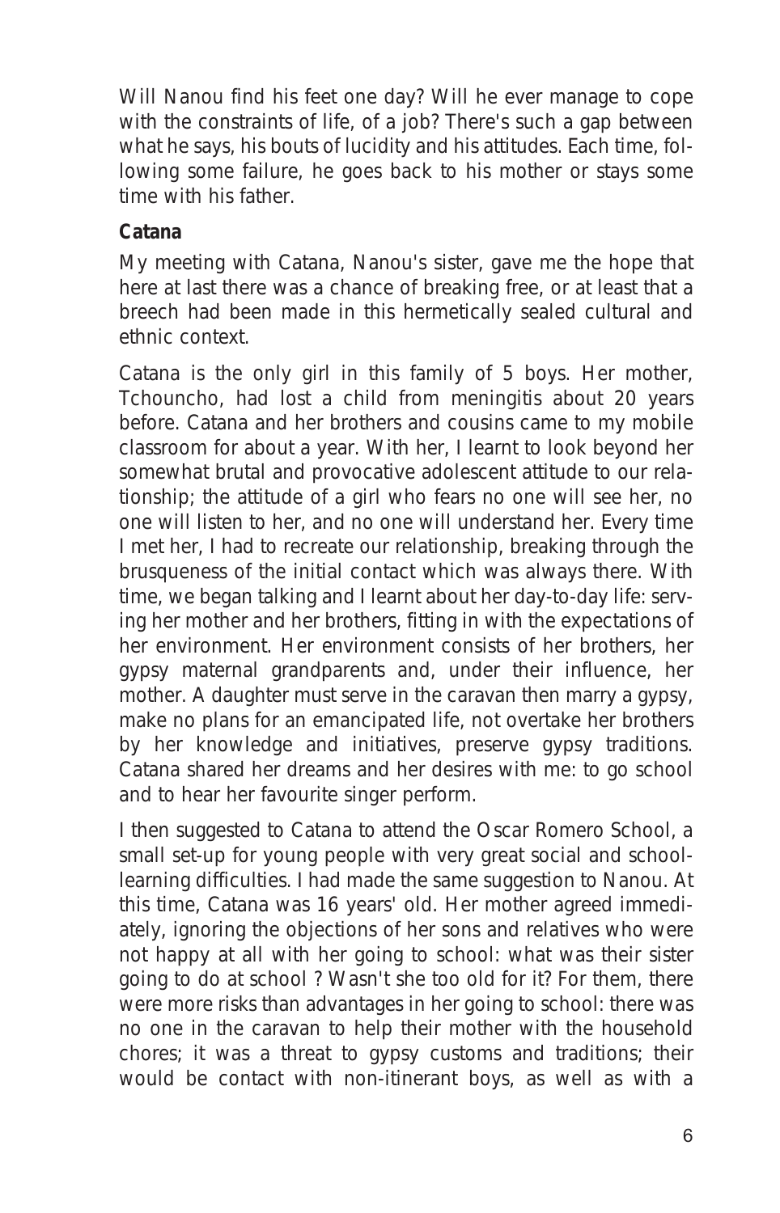Will Nanou find his feet one day? Will he ever manage to cope with the constraints of life, of a job? There's such a gap between what he says, his bouts of lucidity and his attitudes. Each time, following some failure, he goes back to his mother or stays some time with his father.

**Catana**

My meeting with Catana, Nanou's sister, gave me the hope that here at last there was a chance of breaking free, or at least that a breech had been made in this hermetically sealed cultural and ethnic context.

Catana is the only girl in this family of 5 boys. Her mother, Tchouncho, had lost a child from meningitis about 20 years before. Catana and her brothers and cousins came to my mobile classroom for about a year. With her, I learnt to look beyond her somewhat brutal and provocative adolescent attitude to our relationship; the attitude of a girl who fears no one will see her, no one will listen to her, and no one will understand her. Every time I met her, I had to recreate our relationship, breaking through the brusqueness of the initial contact which was always there. With time, we began talking and I learnt about her day-to-day life: serving her mother and her brothers, fitting in with the expectations of her environment. Her environment consists of her brothers, her gypsy maternal grandparents and, under their influence, her mother. A daughter must serve in the caravan then marry a gypsy, make no plans for an emancipated life, not overtake her brothers by her knowledge and initiatives, preserve gypsy traditions. Catana shared her dreams and her desires with me: to go school and to hear her favourite singer perform.

I then suggested to Catana to attend the Oscar Romero School, a small set-up for young people with very great social and school-learning difficulties. I had made the same suggestion to Nanou. At this time, Catana was 16 years' old. Her mother agreed immediately, ignoring the objections of her sons and relatives who were not happy at all with her going to school: what was their sister going to do at school ? Wasn't she too old for it? For them, there were more risks than advantages in her going to school: there was no one in the caravan to help their mother with the household chores; it was a threat to gypsy customs and traditions; their would be contact with non-itinerant boys, as well as with a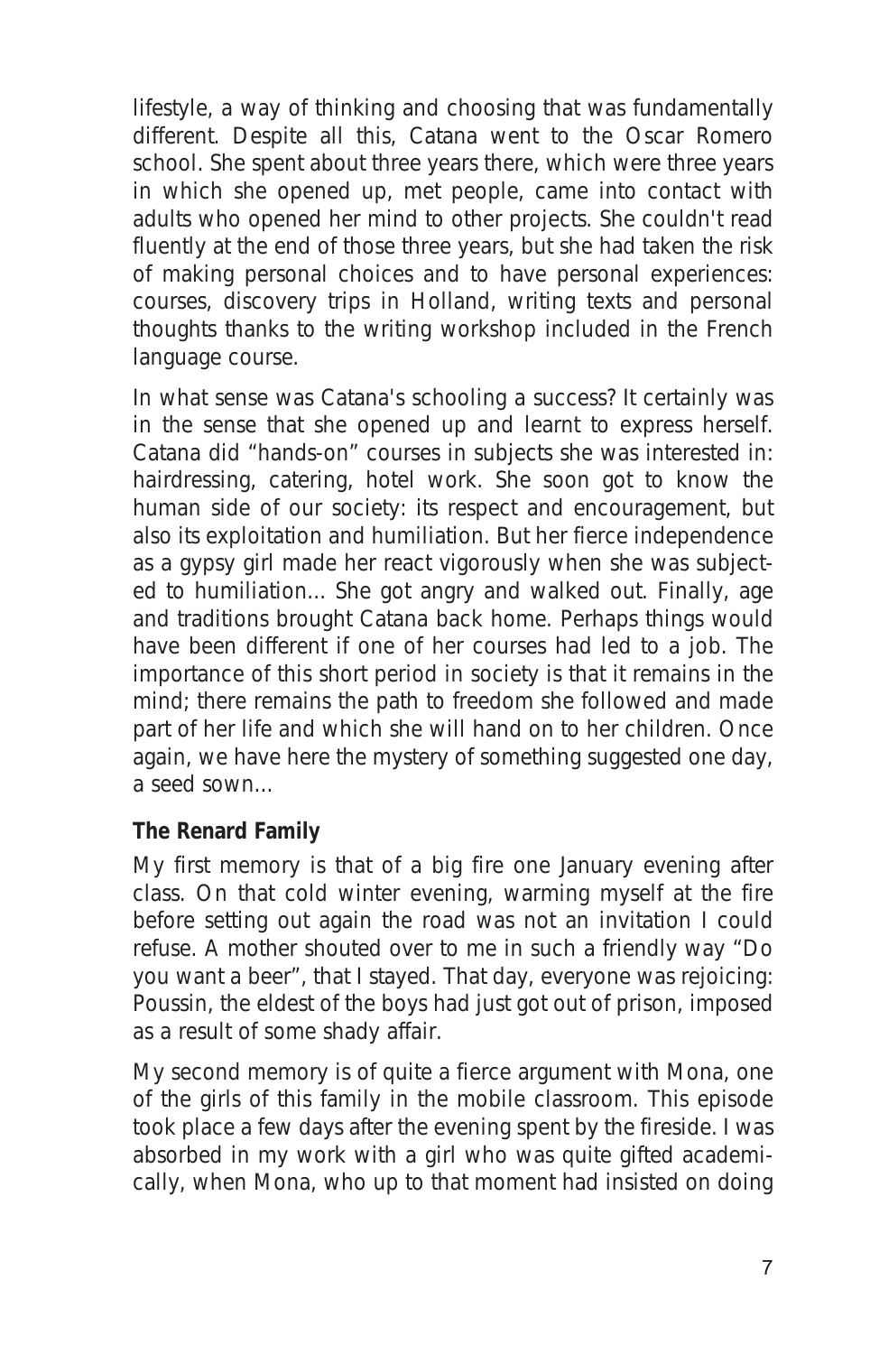lifestyle, a way of thinking and choosing that was fundamentally different. Despite all this, Catana went to the Oscar Romero school. She spent about three years there, which were three years in which she opened up, met people, came into contact with adults who opened her mind to other projects. She couldn't read fluently at the end of those three years, but she had taken the risk of making personal choices and to have personal experiences: courses, discovery trips in Holland, writing texts and personal thoughts thanks to the writing workshop included in the French language course.

In what sense was Catana's schooling a success? It certainly was in the sense that she opened up and learnt to express herself. Catana did "hands-on" courses in subjects she was interested in: hairdressing, catering, hotel work. She soon got to know the human side of our society: its respect and encouragement, but also its exploitation and humiliation. But her fierce independence as a gypsy girl made her react vigorously when she was subjected to humiliation... She got angry and walked out. Finally, age and traditions brought Catana back home. Perhaps things would have been different if one of her courses had led to a job. The importance of this short period in society is that it remains in the mind; there remains the path to freedom she followed and made part of her life and which she will hand on to her children. Once again, we have here the mystery of something suggested one day, a seed sown...

**The Renard Family**

My first memory is that of a big fire one January evening after class. On that cold winter evening, warming myself at the fire before setting out again the road was not an invitation I could refuse. A mother shouted over to me in such a friendly way "Do you want a beer", that I stayed. That day, everyone was rejoicing: Poussin, the eldest of the boys had just got out of prison, imposed as a result of some shady affair.

My second memory is of quite a fierce argument with Mona, one of the girls of this family in the mobile classroom. This episode took place a few days after the evening spent by the fireside. I was absorbed in my work with a girl who was quite gifted academically, when Mona, who up to that moment had insisted on doing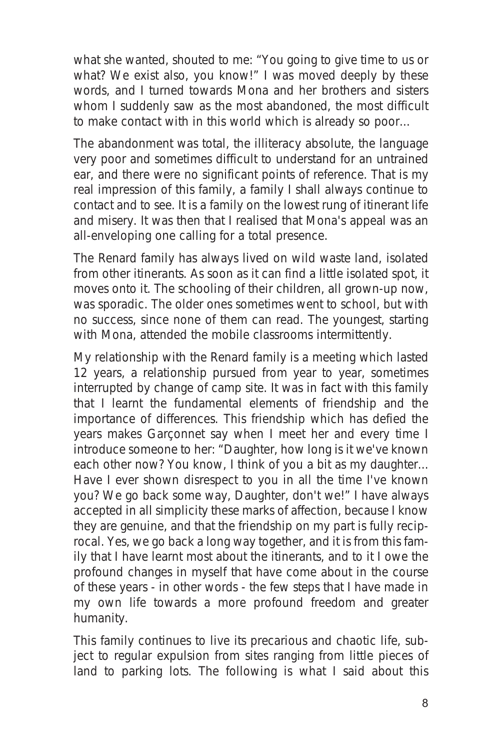what she wanted, shouted to me: "You going to give time to us or what? We exist also, you know!" I was moved deeply by these words, and I turned towards Mona and her brothers and sisters whom I suddenly saw as the most abandoned, the most difficult to make contact with in this world which is already so poor...

The abandonment was total, the illiteracy absolute, the language very poor and sometimes difficult to understand for an untrained ear, and there were no significant points of reference. That is my real impression of this family, a family I shall always continue to contact and to see. It is a family on the lowest rung of itinerant life and misery. It was then that I realised that Mona's appeal was an all-enveloping one calling for a total presence.

The Renard family has always lived on wild waste land, isolated from other itinerants. As soon as it can find a little isolated spot, it moves onto it. The schooling of their children, all grown-up now, was sporadic. The older ones sometimes went to school, but with no success, since none of them can read. The youngest, starting with Mona, attended the mobile classrooms intermittently.

My relationship with the Renard family is a meeting which lasted 12 years, a relationship pursued from year to year, sometimes interrupted by change of camp site. It was in fact with this family that I learnt the fundamental elements of friendship and the importance of differences. This friendship which has defied the years makes Garçonnet say when I meet her and every time I introduce someone to her: "Daughter, how long is it we've known each other now? You know, I think of you a bit as my daughter... Have I ever shown disrespect to you in all the time I've known you? We go back some way, Daughter, don't we!" I have always accepted in all simplicity these marks of affection, because I know they are genuine, and that the friendship on my part is fully reciprocal. Yes, we go back a long way together, and it is from this family that I have learnt most about the itinerants, and to it I owe the profound changes in myself that have come about in the course of these years - in other words - the few steps that I have made in my own life towards a more profound freedom and greater humanity.

This family continues to live its precarious and chaotic life, subject to regular expulsion from sites ranging from little pieces of land to parking lots. The following is what I said about this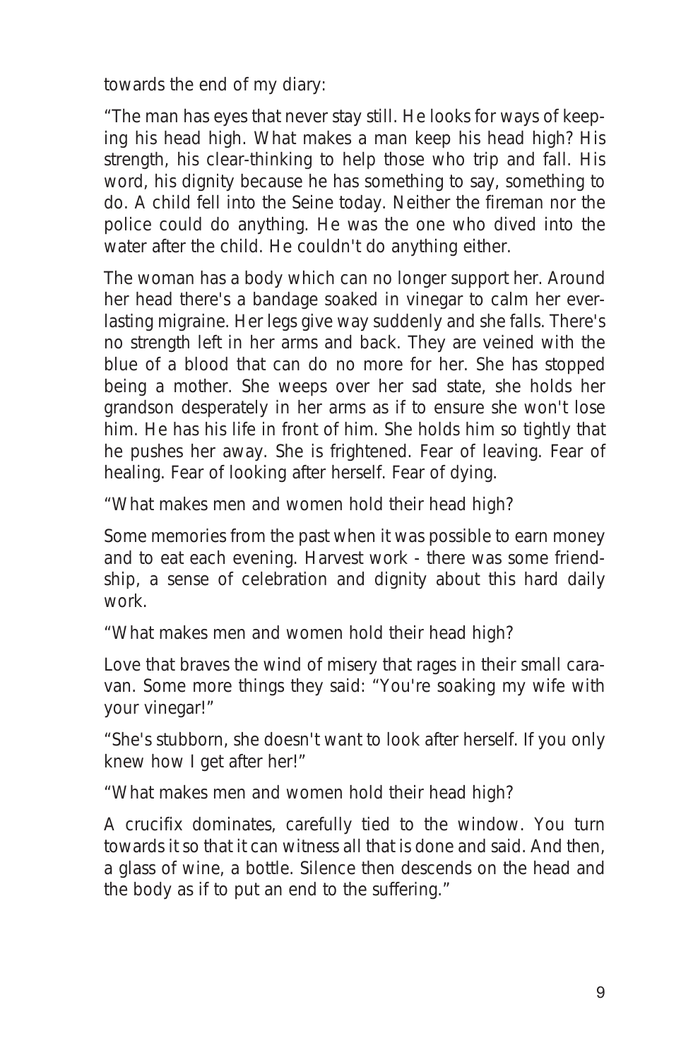towards the end of my diary:

"The man has eyes that never stay still. He looks for ways of keeping his head high. What makes a man keep his head high? His strength, his clear-thinking to help those who trip and fall. His word, his dignity because he has something to say, something to do. A child fell into the Seine today. Neither the fireman nor the police could do anything. He was the one who dived into the water after the child. He couldn't do anything either.

The woman has a body which can no longer support her. Around her head there's a bandage soaked in vinegar to calm her everlasting migraine. Her legs give way suddenly and she falls. There's no strength left in her arms and back. They are veined with the blue of a blood that can do no more for her. She has stopped being a mother. She weeps over her sad state, she holds her grandson desperately in her arms as if to ensure she won't lose him. He has his life in front of him. She holds him so tightly that he pushes her away. She is frightened. Fear of leaving. Fear of healing. Fear of looking after herself. Fear of dying.

"What makes men and women hold their head high?

Some memories from the past when it was possible to earn money and to eat each evening. Harvest work - there was some friendship, a sense of celebration and dignity about this hard daily work.

"What makes men and women hold their head high?

Love that braves the wind of misery that rages in their small caravan. Some more things they said: "You're soaking my wife with your vinegar!"

"She's stubborn, she doesn't want to look after herself. If you only knew how I get after her!"

"What makes men and women hold their head high?

A crucifix dominates, carefully tied to the window. You turn towards it so that it can witness all that is done and said. And then, a glass of wine, a bottle. Silence then descends on the head and the body as if to put an end to the suffering."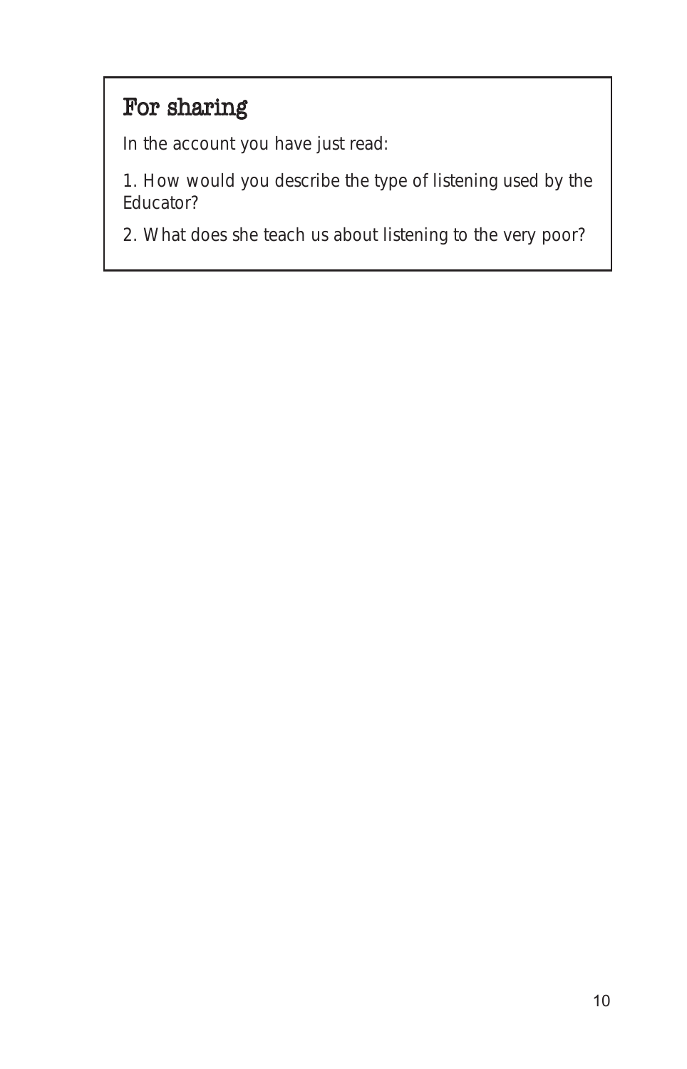## For sharing

*In the account you have just read:*

*1. How would you describe the type of listening used by the Educator?*

*2. What does she teach us about listening to the very poor?*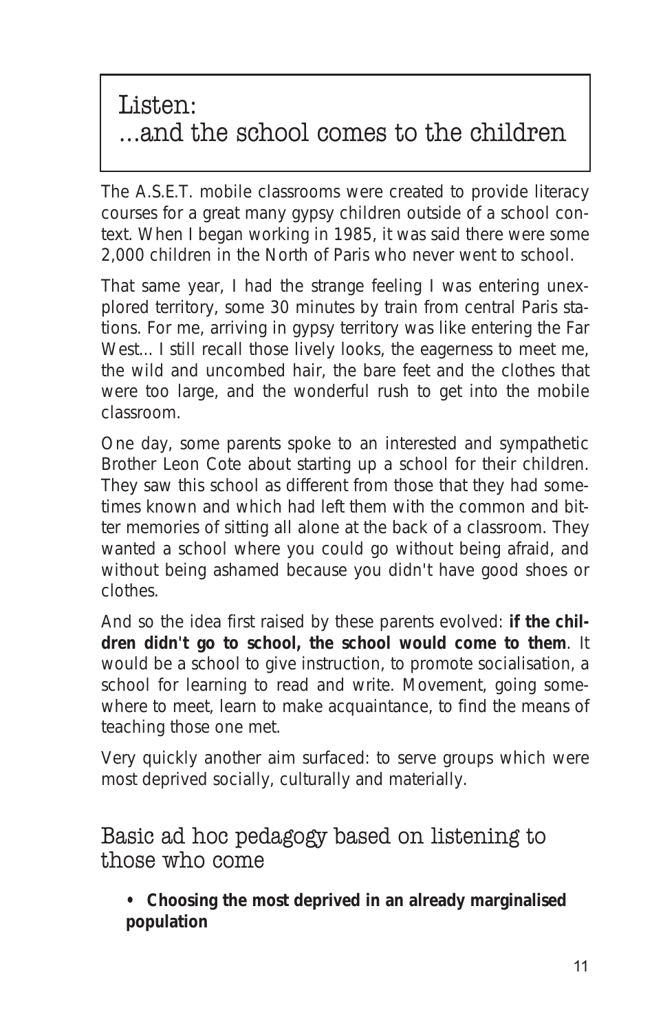# Listen: ...and the school comes to the children

The A.S.E.T. mobile classrooms were created to provide literacy courses for a great many gypsy children outside of a school context. When I began working in 1985, it was said there were some 2,000 children in the North of Paris who never went to school.

That same year, I had the strange feeling I was entering unexplored territory, some 30 minutes by train from central Paris stations. For me, arriving in gypsy territory was like entering the Far West... I still recall those lively looks, the eagerness to meet me, the wild and uncombed hair, the bare feet and the clothes that were too large, and the wonderful rush to get into the mobile classroom.

One day, some parents spoke to an interested and sympathetic Brother Leon Cote about starting up a school for their children. They saw this school as different from those that they had sometimes known and which had left them with the common and bitter memories of sitting all alone at the back of a classroom. They wanted a school where you could go without being afraid, and without being ashamed because you didn't have good shoes or clothes.

And so the idea first raised by these parents evolved: **if the children didn't go to school, the school would come to them**. It would be a school to give instruction, to promote socialisation, a school for learning to read and write. Movement, going somewhere to meet, learn to make acquaintance, to find the means of teaching those one met.

Very quickly another aim surfaced: to serve groups which were most deprived socially, culturally and materially.

## Basic ad hoc pedagogy based on listening to those who come

- **Choosing the most deprived in an already marginalised population**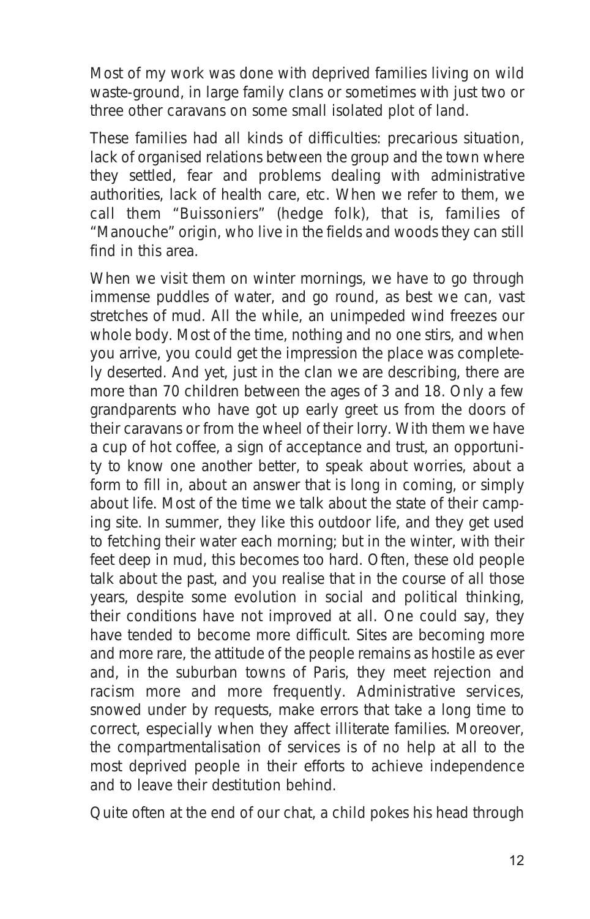Most of my work was done with deprived families living on wild waste-ground, in large family clans or sometimes with just two or three other caravans on some small isolated plot of land.

These families had all kinds of difficulties: precarious situation, lack of organised relations between the group and the town where they settled, fear and problems dealing with administrative authorities, lack of health care, etc. When we refer to them, we call them "Buissoniers" (hedge folk), that is, families of "Manouche" origin, who live in the fields and woods they can still find in this area.

When we visit them on winter mornings, we have to go through immense puddles of water, and go round, as best we can, vast stretches of mud. All the while, an unimpeded wind freezes our whole body. Most of the time, nothing and no one stirs, and when you arrive, you could get the impression the place was completely deserted. And yet, just in the clan we are describing, there are more than 70 children between the ages of 3 and 18. Only a few grandparents who have got up early greet us from the doors of their caravans or from the wheel of their lorry. With them we have a cup of hot coffee, a sign of acceptance and trust, an opportunity to know one another better, to speak about worries, about a form to fill in, about an answer that is long in coming, or simply about life. Most of the time we talk about the state of their camping site. In summer, they like this outdoor life, and they get used to fetching their water each morning; but in the winter, with their feet deep in mud, this becomes too hard. Often, these old people talk about the past, and you realise that in the course of all those years, despite some evolution in social and political thinking, their conditions have not improved at all. One could say, they have tended to become more difficult. Sites are becoming more and more rare, the attitude of the people remains as hostile as ever and, in the suburban towns of Paris, they meet rejection and racism more and more frequently. Administrative services, snowed under by requests, make errors that take a long time to correct, especially when they affect illiterate families. Moreover, the compartmentalisation of services is of no help at all to the most deprived people in their efforts to achieve independence and to leave their destitution behind.

Quite often at the end of our chat, a child pokes his head through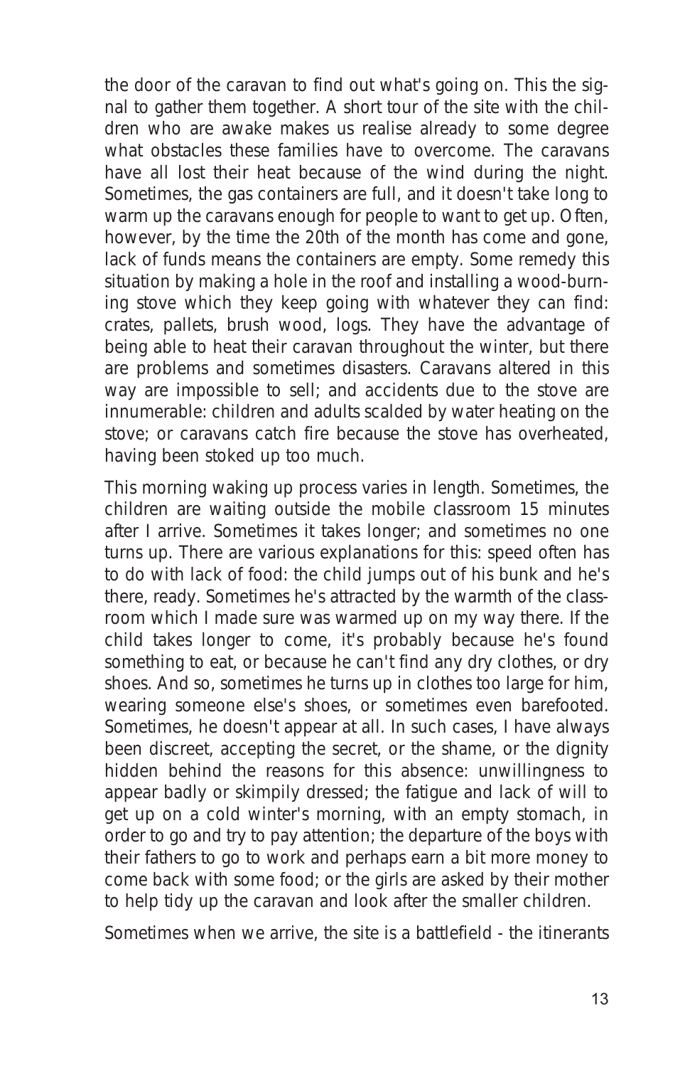the door of the caravan to find out what's going on. This the signal to gather them together. A short tour of the site with the children who are awake makes us realise already to some degree what obstacles these families have to overcome. The caravans have all lost their heat because of the wind during the night. Sometimes, the gas containers are full, and it doesn't take long to warm up the caravans enough for people to want to get up. Often, however, by the time the 20th of the month has come and gone, lack of funds means the containers are empty. Some remedy this situation by making a hole in the roof and installing a wood-burning stove which they keep going with whatever they can find: crates, pallets, brush wood, logs. They have the advantage of being able to heat their caravan throughout the winter, but there are problems and sometimes disasters. Caravans altered in this way are impossible to sell; and accidents due to the stove are innumerable: children and adults scalded by water heating on the stove; or caravans catch fire because the stove has overheated, having been stoked up too much.

This morning waking up process varies in length. Sometimes, the children are waiting outside the mobile classroom 15 minutes after I arrive. Sometimes it takes longer; and sometimes no one turns up. There are various explanations for this: speed often has to do with lack of food: the child jumps out of his bunk and he's there, ready. Sometimes he's attracted by the warmth of the classroom which I made sure was warmed up on my way there. If the child takes longer to come, it's probably because he's found something to eat, or because he can't find any dry clothes, or dry shoes. And so, sometimes he turns up in clothes too large for him, wearing someone else's shoes, or sometimes even barefooted. Sometimes, he doesn't appear at all. In such cases, I have always been discreet, accepting the secret, or the shame, or the dignity hidden behind the reasons for this absence: unwillingness to appear badly or skimpily dressed; the fatigue and lack of will to get up on a cold winter's morning, with an empty stomach, in order to go and try to pay attention; the departure of the boys with their fathers to go to work and perhaps earn a bit more money to come back with some food; or the girls are asked by their mother to help tidy up the caravan and look after the smaller children.

Sometimes when we arrive, the site is a battlefield - the itinerants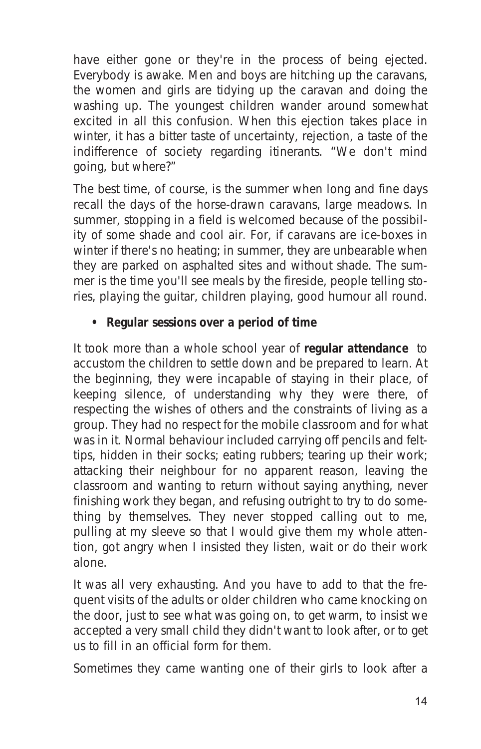have either gone or they're in the process of being ejected. Everybody is awake. Men and boys are hitching up the caravans, the women and girls are tidying up the caravan and doing the washing up. The youngest children wander around somewhat excited in all this confusion. When this ejection takes place in winter, it has a bitter taste of uncertainty, rejection, a taste of the indifference of society regarding itinerants. "We don't mind going, but where?"

The best time, of course, is the summer when long and fine days recall the days of the horse-drawn caravans, large meadows. In summer, stopping in a field is welcomed because of the possibility of some shade and cool air. For, if caravans are ice-boxes in winter if there's no heating; in summer, they are unbearable when they are parked on asphalted sites and without shade. The summer is the time you'll see meals by the fireside, people telling stories, playing the guitar, children playing, good humour all round.

- **Regular sessions over a period of time**

It took more than a whole school year of **regular attendance** to accustom the children to settle down and be prepared to learn. At the beginning, they were incapable of staying in their place, of keeping silence, of understanding why they were there, of respecting the wishes of others and the constraints of living as a group. They had no respect for the mobile classroom and for what was in it. Normal behaviour included carrying off pencils and felt-tips, hidden in their socks; eating rubbers; tearing up their work; attacking their neighbour for no apparent reason, leaving the classroom and wanting to return without saying anything, never finishing work they began, and refusing outright to try to do something by themselves. They never stopped calling out to me, pulling at my sleeve so that I would give them my whole attention, got angry when I insisted they listen, wait or do their work alone.

It was all very exhausting. And you have to add to that the frequent visits of the adults or older children who came knocking on the door, just to see what was going on, to get warm, to insist we accepted a very small child they didn't want to look after, or to get us to fill in an official form for them.

Sometimes they came wanting one of their girls to look after a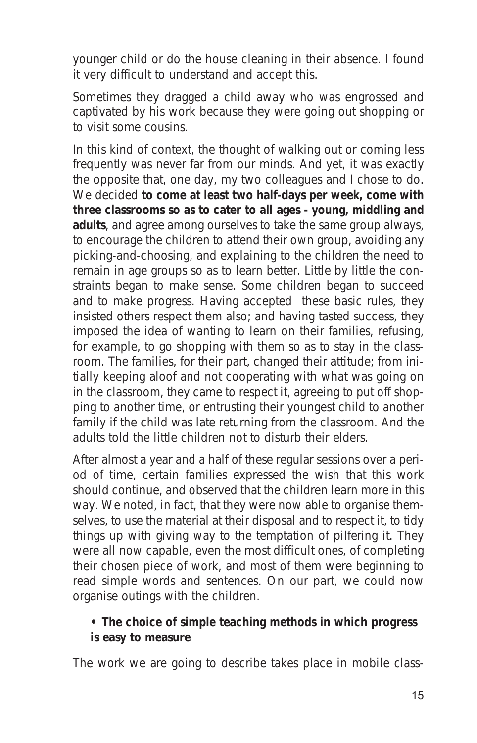younger child or do the house cleaning in their absence. I found it very difficult to understand and accept this.

Sometimes they dragged a child away who was engrossed and captivated by his work because they were going out shopping or to visit some cousins.

In this kind of context, the thought of walking out or coming less frequently was never far from our minds. And yet, it was exactly the opposite that, one day, my two colleagues and I chose to do. We decided **to come at least two half-days per week, come with three classrooms so as to cater to all ages - young, middling and adults**, and agree among ourselves to take the same group always, to encourage the children to attend their own group, avoiding any picking-and-choosing, and explaining to the children the need to remain in age groups so as to learn better. Little by little the constraints began to make sense. Some children began to succeed and to make progress. Having accepted these basic rules, they insisted others respect them also; and having tasted success, they imposed the idea of wanting to learn on their families, refusing, for example, to go shopping with them so as to stay in the classroom. The families, for their part, changed their attitude; from initially keeping aloof and not cooperating with what was going on in the classroom, they came to respect it, agreeing to put off shopping to another time, or entrusting their youngest child to another family if the child was late returning from the classroom. And the adults told the little children not to disturb their elders.

After almost a year and a half of these regular sessions over a period of time, certain families expressed the wish that this work should continue, and observed that the children learn more in this way. We noted, in fact, that they were now able to organise themselves, to use the material at their disposal and to respect it, to tidy things up with giving way to the temptation of pilfering it. They were all now capable, even the most difficult ones, of completing their chosen piece of work, and most of them were beginning to read simple words and sentences. On our part, we could now organise outings with the children.

- **The choice of simple teaching methods in which progress is easy to measure**

The work we are going to describe takes place in mobile class-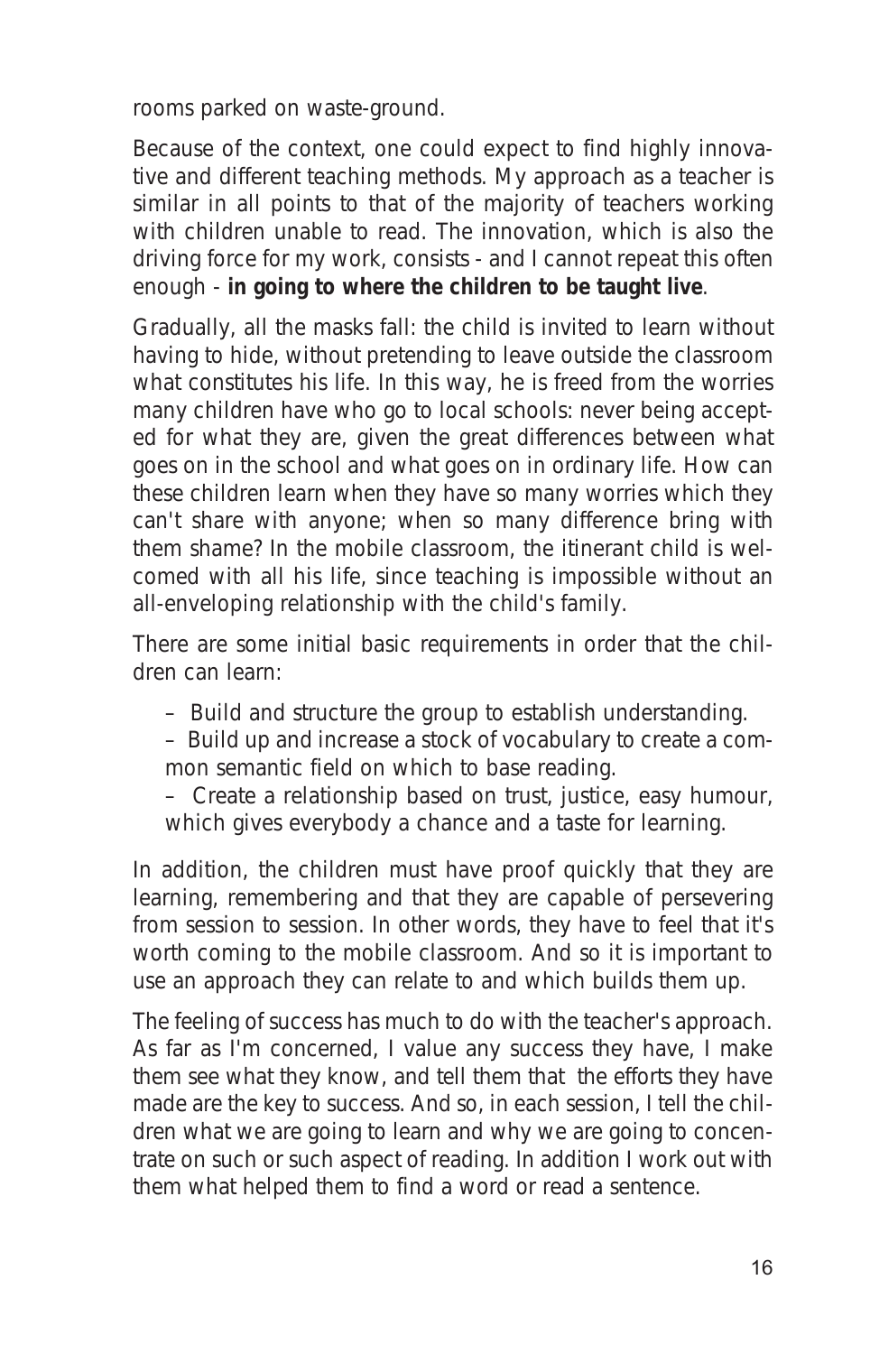rooms parked on waste-ground.

Because of the context, one could expect to find highly innovative and different teaching methods. My approach as a teacher is similar in all points to that of the majority of teachers working with children unable to read. The innovation, which is also the driving force for my work, consists - and I cannot repeat this often enough - **in going to where the children to be taught live**.

Gradually, all the masks fall: the child is invited to learn without having to hide, without pretending to leave outside the classroom what constitutes his life. In this way, he is freed from the worries many children have who go to local schools: never being accepted for what they are, given the great differences between what goes on in the school and what goes on in ordinary life. How can these children learn when they have so many worries which they can't share with anyone; when so many difference bring with them shame? In the mobile classroom, the itinerant child is welcomed with all his life, since teaching is impossible without an all-enveloping relationship with the child's family.

There are some initial basic requirements in order that the children can learn:

- Build and structure the group to establish understanding.
- Build up and increase a stock of vocabulary to create a common semantic field on which to base reading.
- Create a relationship based on trust, justice, easy humour, which gives everybody a chance and a taste for learning.

In addition, the children must have proof quickly that they are learning, remembering and that they are capable of persevering from session to session. In other words, they have to feel that it's worth coming to the mobile classroom. And so it is important to use an approach they can relate to and which builds them up.

The feeling of success has much to do with the teacher's approach. As far as I'm concerned, I value any success they have, I make them see what they know, and tell them that the efforts they have made are the key to success. And so, in each session, I tell the children what we are going to learn and why we are going to concentrate on such or such aspect of reading. In addition I work out with them what helped them to find a word or read a sentence.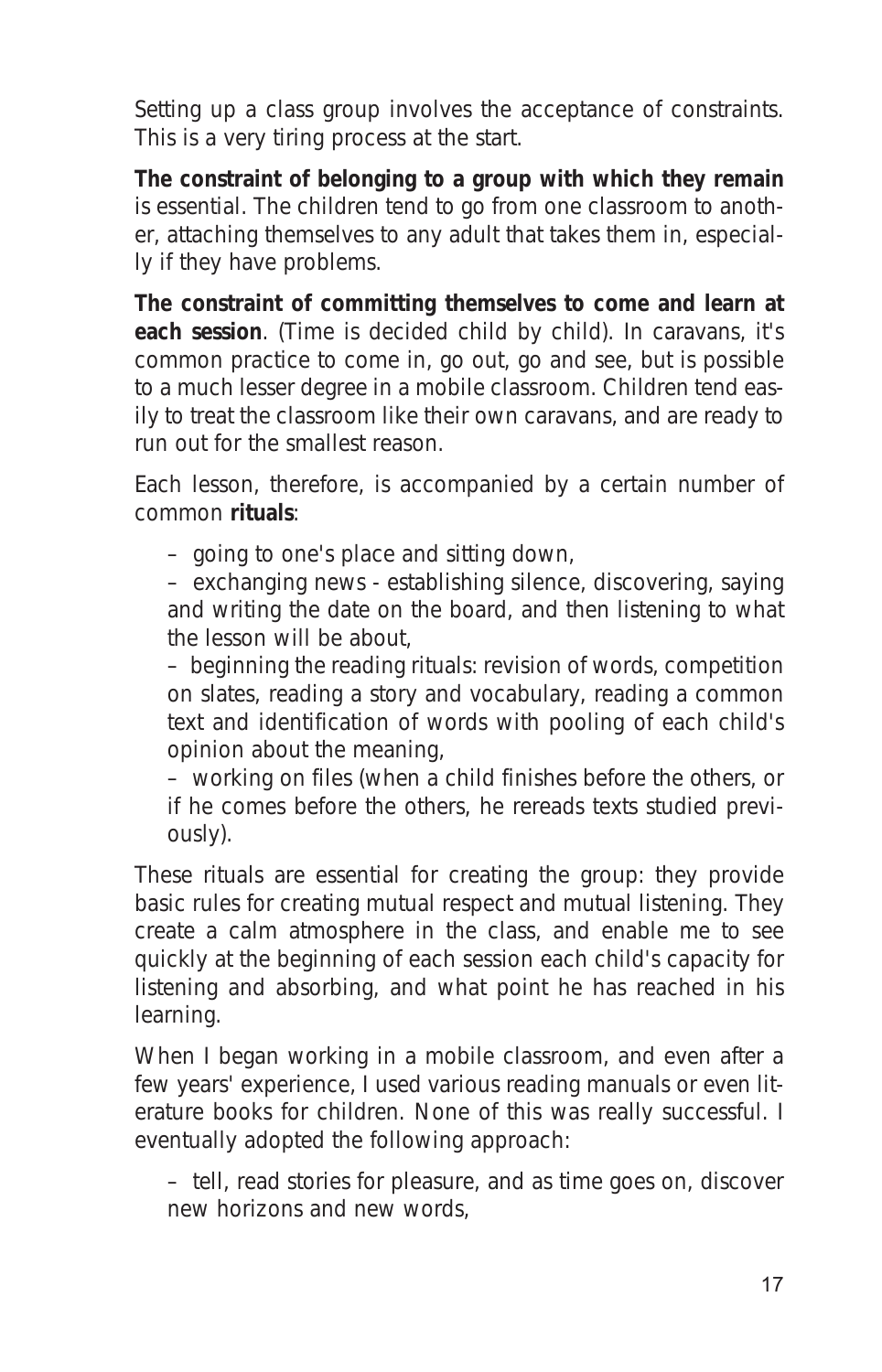Setting up a class group involves the acceptance of constraints. This is a very tiring process at the start.

**The constraint of belonging to a group with which they remain** is essential. The children tend to go from one classroom to another, attaching themselves to any adult that takes them in, especially if they have problems.

**The constraint of committing themselves to come and learn at each session**. (Time is decided child by child). In caravans, it's common practice to come in, go out, go and see, but is possible to a much lesser degree in a mobile classroom. Children tend easily to treat the classroom like their own caravans, and are ready to run out for the smallest reason.

Each lesson, therefore, is accompanied by a certain number of common **rituals**:

- going to one's place and sitting down,
- exchanging news - establishing silence, discovering, saying and writing the date on the board, and then listening to what the lesson will be about,
- beginning the reading rituals: revision of words, competition on slates, reading a story and vocabulary, reading a common text and identification of words with pooling of each child's opinion about the meaning,
- working on files (when a child finishes before the others, or if he comes before the others, he rereads texts studied previously).

These rituals are essential for creating the group: they provide basic rules for creating mutual respect and mutual listening. They create a calm atmosphere in the class, and enable me to see quickly at the beginning of each session each child's capacity for listening and absorbing, and what point he has reached in his learning.

When I began working in a mobile classroom, and even after a few years' experience, I used various reading manuals or even literature books for children. None of this was really successful. I eventually adopted the following approach:

- tell, read stories for pleasure, and as time goes on, discover new horizons and new words,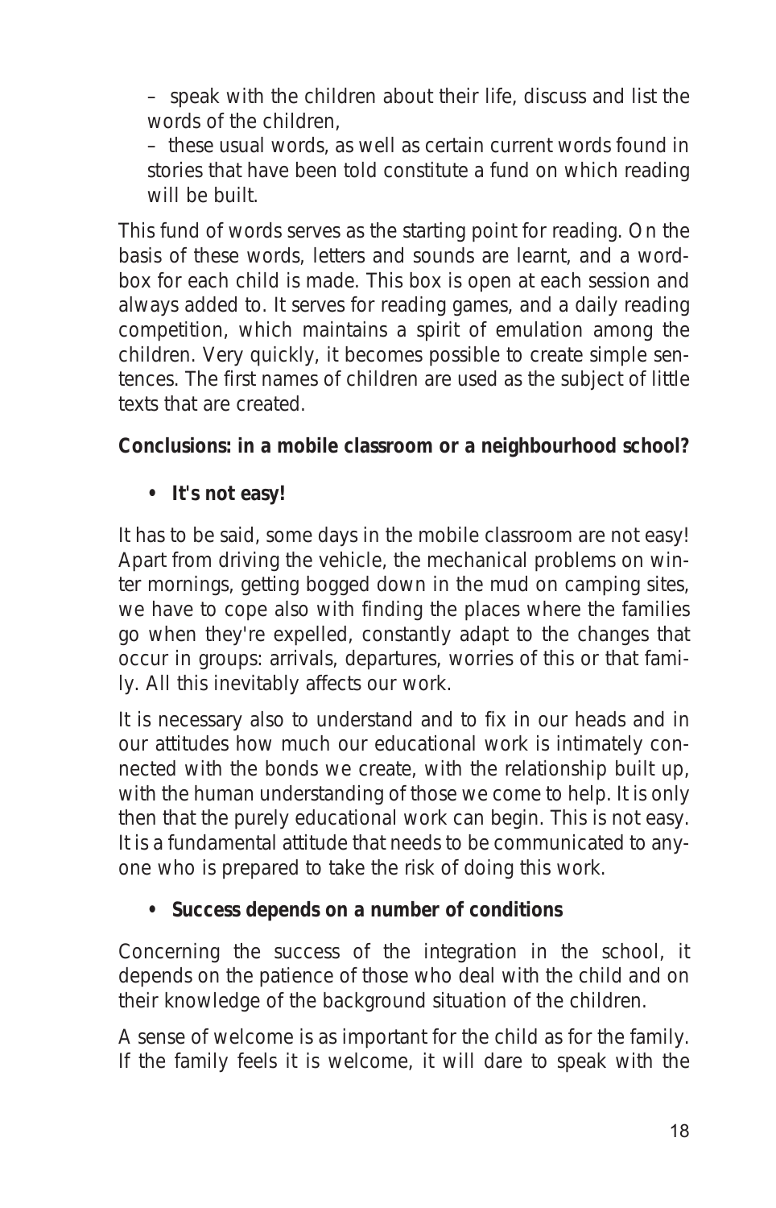– speak with the children about their life, discuss and list the words of the children,

– these usual words, as well as certain current words found in stories that have been told constitute a fund on which reading will be built.

This fund of words serves as the starting point for reading. On the basis of these words, letters and sounds are learnt, and a word-box for each child is made. This box is open at each session and always added to. It serves for reading games, and a daily reading competition, which maintains a spirit of emulation among the children. Very quickly, it becomes possible to create simple sentences. The first names of children are used as the subject of little texts that are created.

**Conclusions: in a mobile classroom or a neighbourhood school?**

- **It's not easy!**

It has to be said, some days in the mobile classroom are not easy! Apart from driving the vehicle, the mechanical problems on winter mornings, getting bogged down in the mud on camping sites, we have to cope also with finding the places where the families go when they're expelled, constantly adapt to the changes that occur in groups: arrivals, departures, worries of this or that family. All this inevitably affects our work.

It is necessary also to understand and to fix in our heads and in our attitudes how much our educational work is intimately connected with the bonds we create, with the relationship built up, with the human understanding of those we come to help. It is only then that the purely educational work can begin. This is not easy. It is a fundamental attitude that needs to be communicated to anyone who is prepared to take the risk of doing this work.

- **Success depends on a number of conditions**

Concerning the success of the integration in the school, it depends on the patience of those who deal with the child and on their knowledge of the background situation of the children.

A sense of welcome is as important for the child as for the family. If the family feels it is welcome, it will dare to speak with the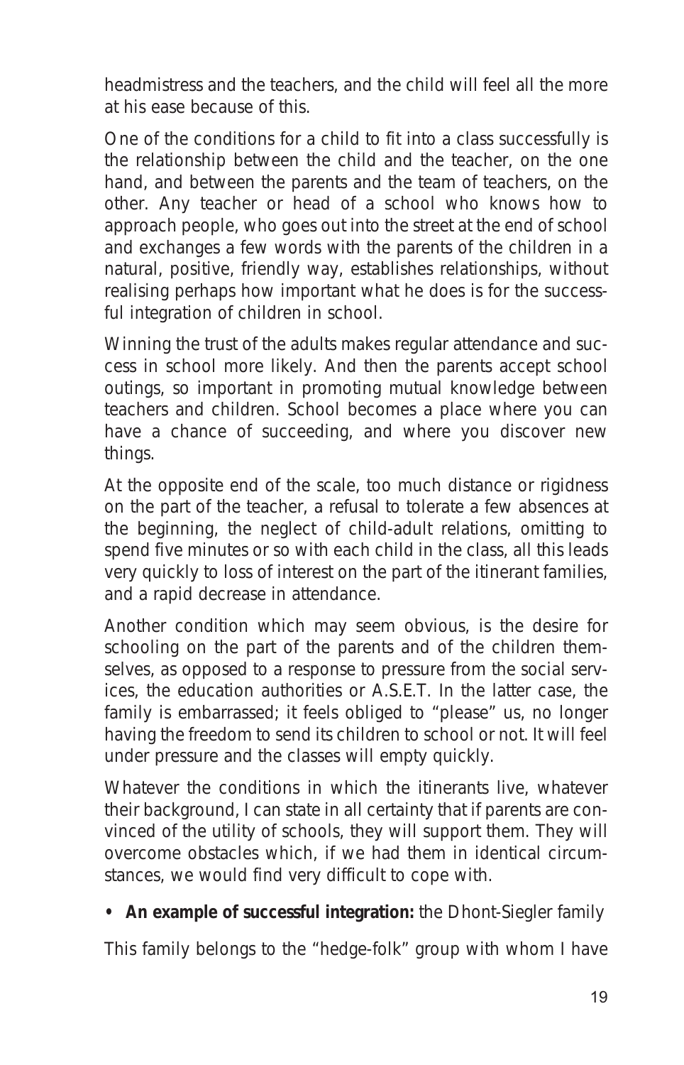headmistress and the teachers, and the child will feel all the more at his ease because of this.

One of the conditions for a child to fit into a class successfully is the relationship between the child and the teacher, on the one hand, and between the parents and the team of teachers, on the other. Any teacher or head of a school who knows how to approach people, who goes out into the street at the end of school and exchanges a few words with the parents of the children in a natural, positive, friendly way, establishes relationships, without realising perhaps how important what he does is for the successful integration of children in school.

Winning the trust of the adults makes regular attendance and success in school more likely. And then the parents accept school outings, so important in promoting mutual knowledge between teachers and children. School becomes a place where you can have a chance of succeeding, and where you discover new things.

At the opposite end of the scale, too much distance or rigidness on the part of the teacher, a refusal to tolerate a few absences at the beginning, the neglect of child-adult relations, omitting to spend five minutes or so with each child in the class, all this leads very quickly to loss of interest on the part of the itinerant families, and a rapid decrease in attendance.

Another condition which may seem obvious, is the desire for schooling on the part of the parents and of the children themselves, as opposed to a response to pressure from the social services, the education authorities or A.S.E.T. In the latter case, the family is embarrassed; it feels obliged to "please" us, no longer having the freedom to send its children to school or not. It will feel under pressure and the classes will empty quickly.

Whatever the conditions in which the itinerants live, whatever their background, I can state in all certainty that if parents are convinced of the utility of schools, they will support them. They will overcome obstacles which, if we had them in identical circumstances, we would find very difficult to cope with.

- **An example of successful integration:** the Dhont-Siegler family

This family belongs to the "hedge-folk" group with whom I have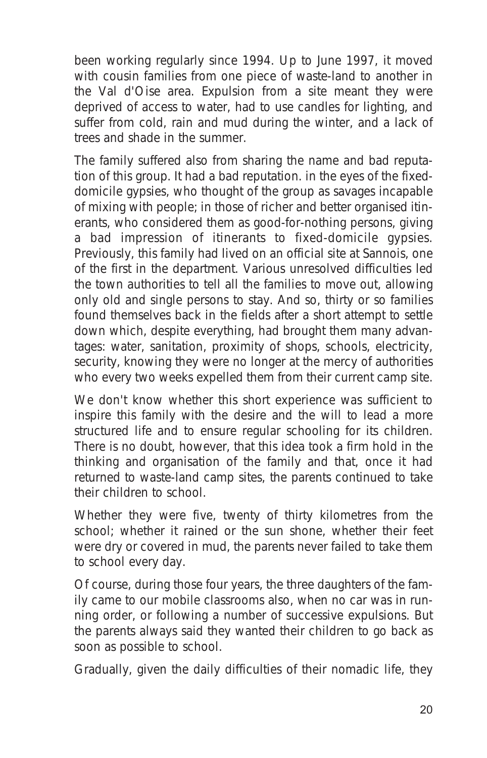been working regularly since 1994. Up to June 1997, it moved with cousin families from one piece of waste-land to another in the Val d'Oise area. Expulsion from a site meant they were deprived of access to water, had to use candles for lighting, and suffer from cold, rain and mud during the winter, and a lack of trees and shade in the summer.

The family suffered also from sharing the name and bad reputation of this group. It had a bad reputation. in the eyes of the fixed-domicile gypsies, who thought of the group as savages incapable of mixing with people; in those of richer and better organised itinerants, who considered them as good-for-nothing persons, giving a bad impression of itinerants to fixed-domicile gypsies. Previously, this family had lived on an official site at Sannois, one of the first in the department. Various unresolved difficulties led the town authorities to tell all the families to move out, allowing only old and single persons to stay. And so, thirty or so families found themselves back in the fields after a short attempt to settle down which, despite everything, had brought them many advantages: water, sanitation, proximity of shops, schools, electricity, security, knowing they were no longer at the mercy of authorities who every two weeks expelled them from their current camp site.

We don't know whether this short experience was sufficient to inspire this family with the desire and the will to lead a more structured life and to ensure regular schooling for its children. There is no doubt, however, that this idea took a firm hold in the thinking and organisation of the family and that, once it had returned to waste-land camp sites, the parents continued to take their children to school.

Whether they were five, twenty of thirty kilometres from the school; whether it rained or the sun shone, whether their feet were dry or covered in mud, the parents never failed to take them to school every day.

Of course, during those four years, the three daughters of the family came to our mobile classrooms also, when no car was in running order, or following a number of successive expulsions. But the parents always said they wanted their children to go back as soon as possible to school.

Gradually, given the daily difficulties of their nomadic life, they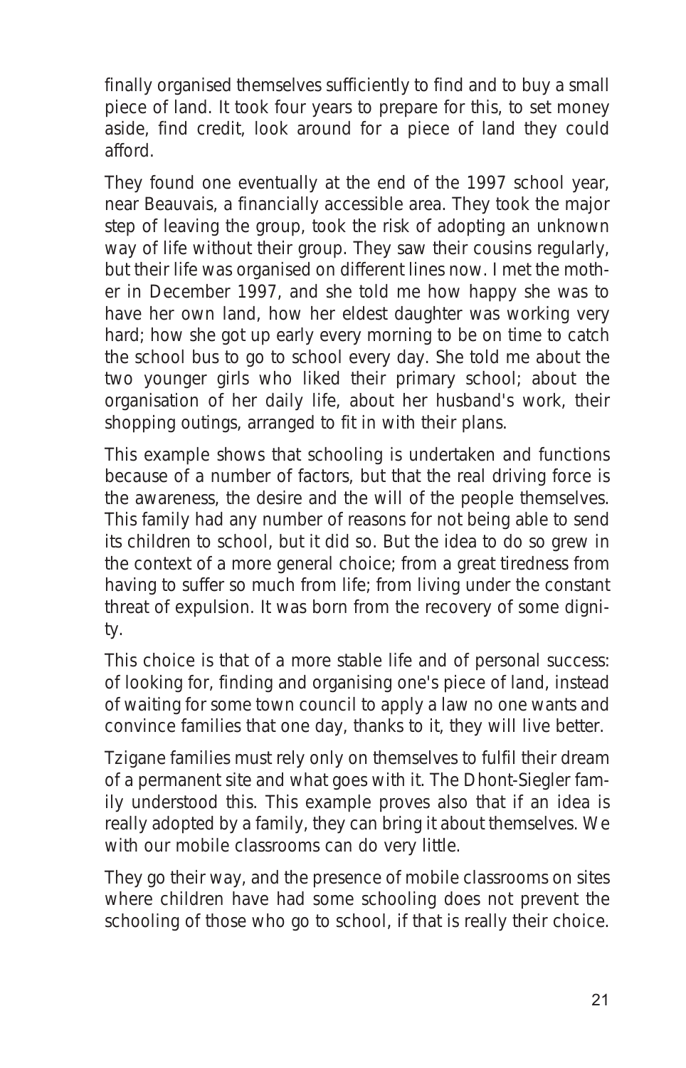finally organised themselves sufficiently to find and to buy a small piece of land. It took four years to prepare for this, to set money aside, find credit, look around for a piece of land they could afford.

They found one eventually at the end of the 1997 school year, near Beauvais, a financially accessible area. They took the major step of leaving the group, took the risk of adopting an unknown way of life without their group. They saw their cousins regularly, but their life was organised on different lines now. I met the mother in December 1997, and she told me how happy she was to have her own land, how her eldest daughter was working very hard; how she got up early every morning to be on time to catch the school bus to go to school every day. She told me about the two younger girls who liked their primary school; about the organisation of her daily life, about her husband's work, their shopping outings, arranged to fit in with their plans.

This example shows that schooling is undertaken and functions because of a number of factors, but that the real driving force is the awareness, the desire and the will of the people themselves. This family had any number of reasons for not being able to send its children to school, but it did so. But the idea to do so grew in the context of a more general choice; from a great tiredness from having to suffer so much from life; from living under the constant threat of expulsion. It was born from the recovery of some dignity.

This choice is that of a more stable life and of personal success: of looking for, finding and organising one's piece of land, instead of waiting for some town council to apply a law no one wants and convince families that one day, thanks to it, they will live better.

Tzigane families must rely only on themselves to fulfil their dream of a permanent site and what goes with it. The Dhont-Siegler family understood this. This example proves also that if an idea is really adopted by a family, they can bring it about themselves. We with our mobile classrooms can do very little.

They go their way, and the presence of mobile classrooms on sites where children have had some schooling does not prevent the schooling of those who go to school, if that is really their choice.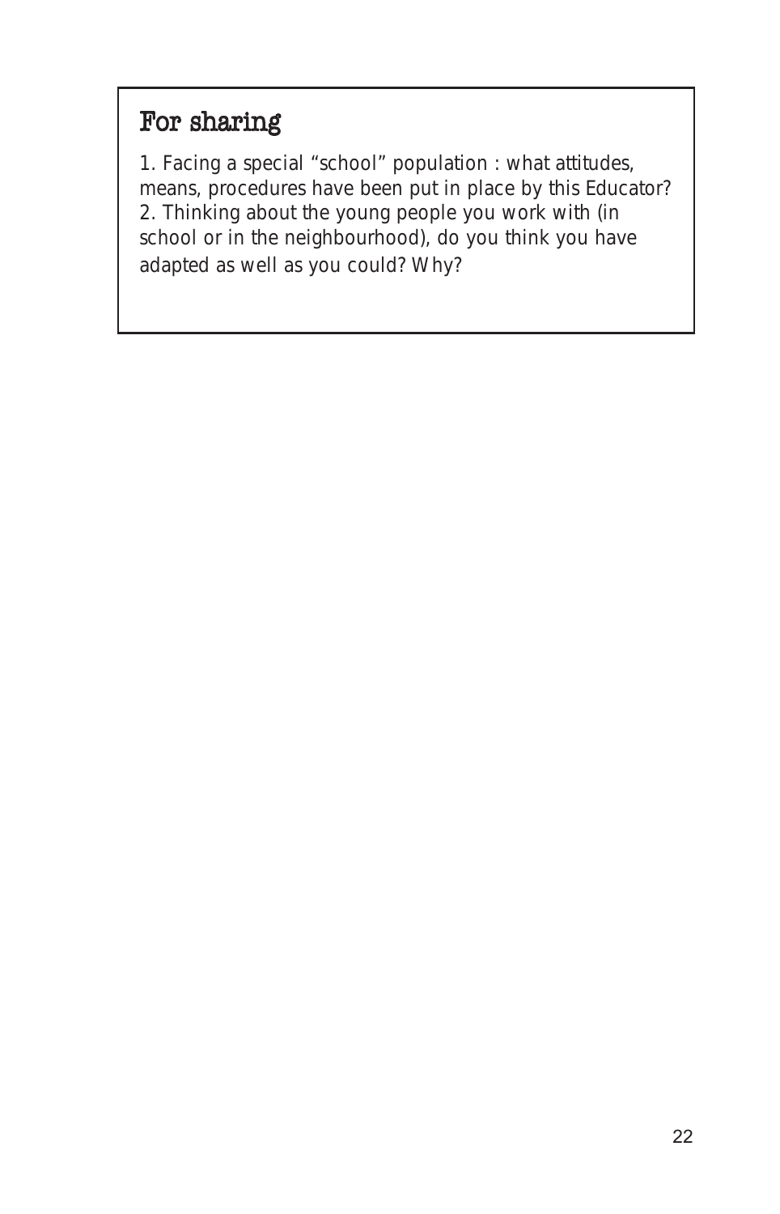## For sharing

1. Facing a special “school” population : what attitudes, means, procedures have been put in place by this Educator?
2. Thinking about the young people you work with (in school or in the neighbourhood), do you think you have adapted as well as you could? Why?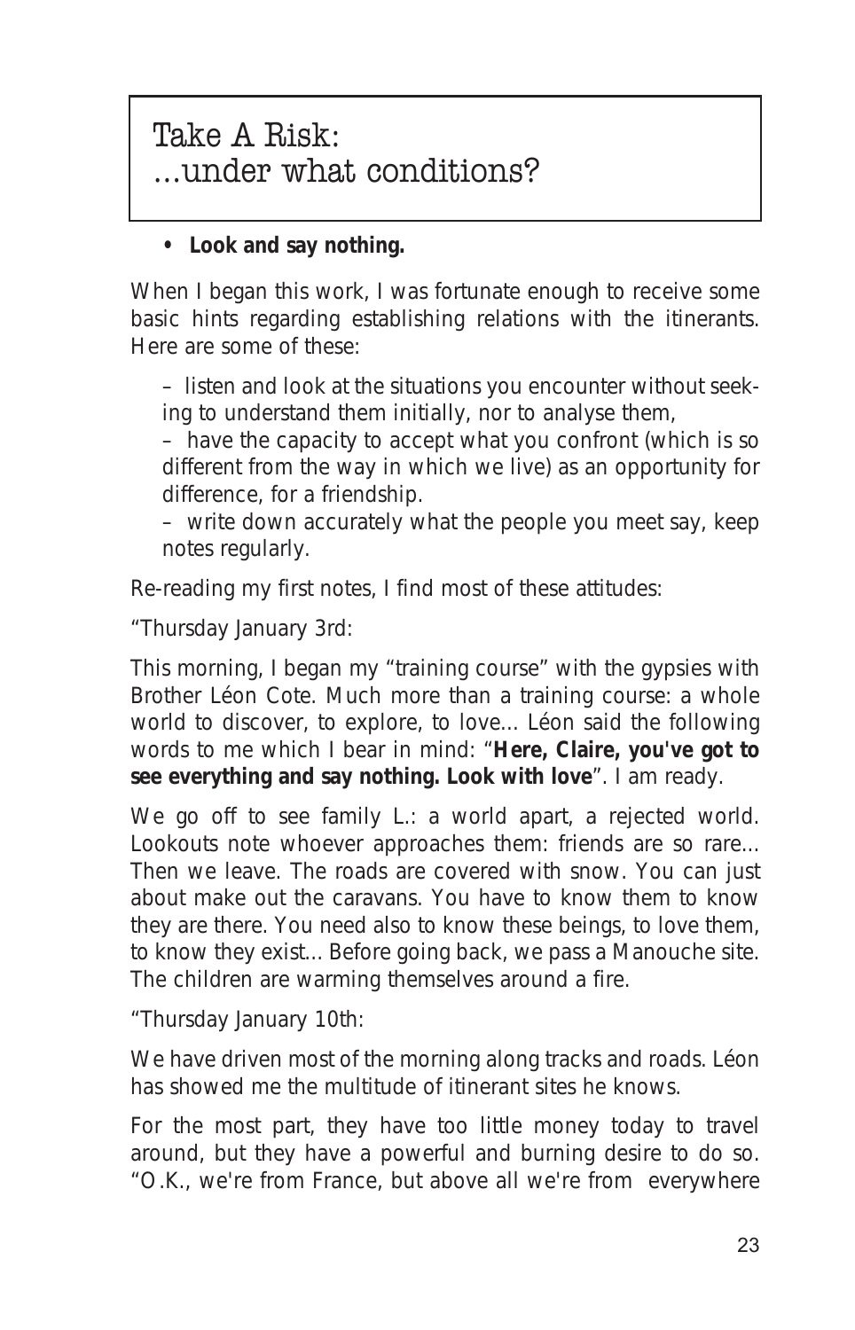# Take A Risk: ...under what conditions?

- **Look and say nothing.**

When I began this work, I was fortunate enough to receive some basic hints regarding establishing relations with the itinerants. Here are some of these:

– listen and look at the situations you encounter without seeking to understand them initially, nor to analyse them,

– have the capacity to accept what you confront (which is so different from the way in which we live) as an opportunity for difference, for a friendship.

– write down accurately what the people you meet say, keep notes regularly.

Re-reading my first notes, I find most of these attitudes:

"Thursday January 3rd:

This morning, I began my "training course" with the gypsies with Brother Léon Cote. Much more than a training course: a whole world to discover, to explore, to love... Léon said the following words to me which I bear in mind: "**Here, Claire, you've got to see everything and say nothing. Look with love**". I am ready.

We go off to see family L.: a world apart, a rejected world. Lookouts note whoever approaches them: friends are so rare... Then we leave. The roads are covered with snow. You can just about make out the caravans. You have to know them to know they are there. You need also to know these beings, to love them, to know they exist... Before going back, we pass a Manouche site. The children are warming themselves around a fire.

"Thursday January 10th:

We have driven most of the morning along tracks and roads. Léon has showed me the multitude of itinerant sites he knows.

For the most part, they have too little money today to travel around, but they have a powerful and burning desire to do so. "O.K., we're from France, but above all we're from everywhere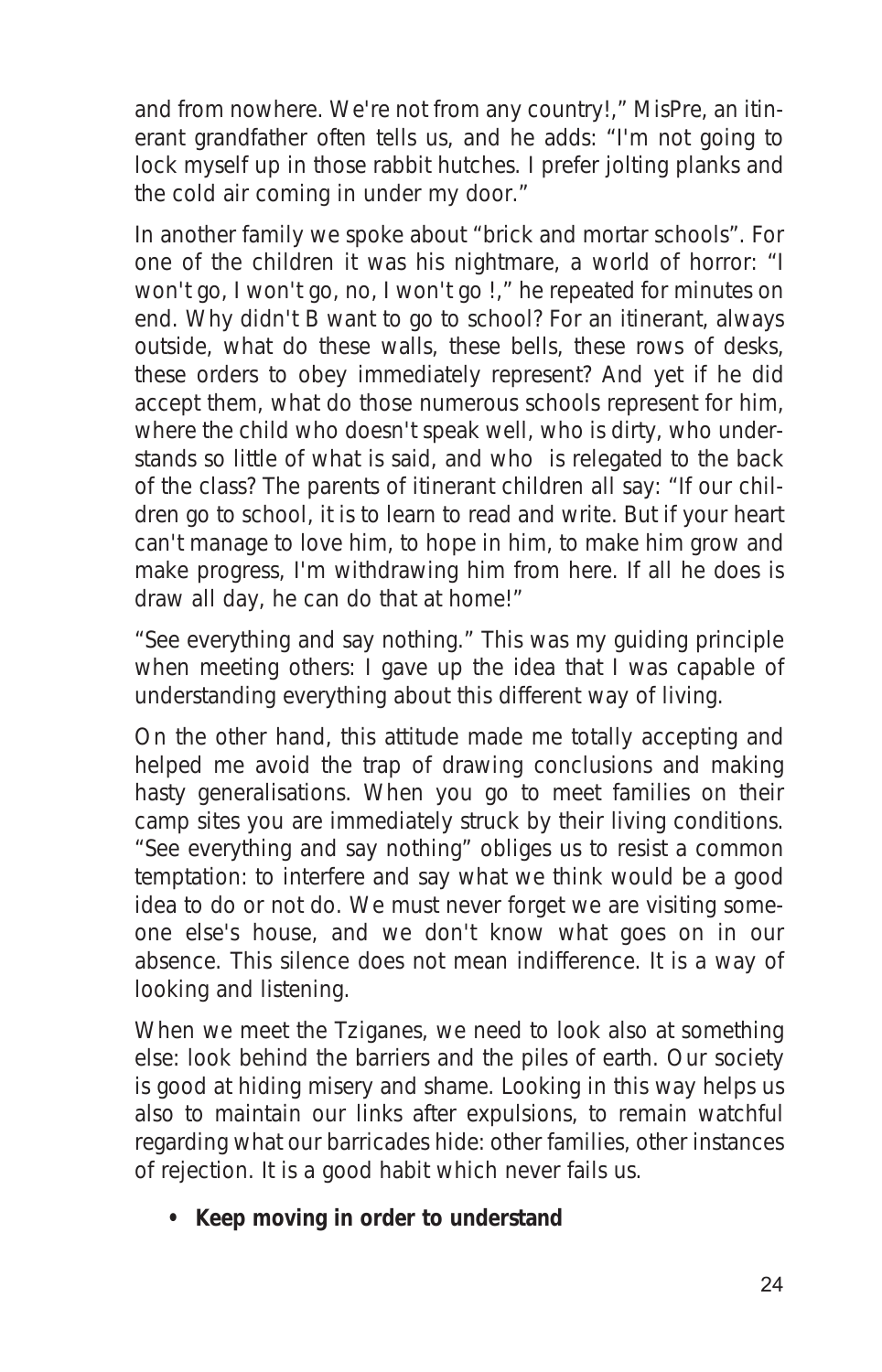and from nowhere. We're not from any country!," MisPre, an itinerant grandfather often tells us, and he adds: "I'm not going to lock myself up in those rabbit hutches. I prefer jolting planks and the cold air coming in under my door."

In another family we spoke about "brick and mortar schools". For one of the children it was his nightmare, a world of horror: "I won't go, I won't go, no, I won't go !," he repeated for minutes on end. Why didn't B want to go to school? For an itinerant, always outside, what do these walls, these bells, these rows of desks, these orders to obey immediately represent? And yet if he did accept them, what do those numerous schools represent for him, where the child who doesn't speak well, who is dirty, who understands so little of what is said, and who is relegated to the back of the class? The parents of itinerant children all say: "If our children go to school, it is to learn to read and write. But if your heart can't manage to love him, to hope in him, to make him grow and make progress, I'm withdrawing him from here. If all he does is draw all day, he can do that at home!"

"See everything and say nothing." This was my guiding principle when meeting others: I gave up the idea that I was capable of understanding everything about this different way of living.

On the other hand, this attitude made me totally accepting and helped me avoid the trap of drawing conclusions and making hasty generalisations. When you go to meet families on their camp sites you are immediately struck by their living conditions. "See everything and say nothing" obliges us to resist a common temptation: to interfere and say what we think would be a good idea to do or not do. We must never forget we are visiting someone else's house, and we don't know what goes on in our absence. This silence does not mean indifference. It is a way of looking and listening.

When we meet the Tziganes, we need to look also at something else: look behind the barriers and the piles of earth. Our society is good at hiding misery and shame. Looking in this way helps us also to maintain our links after expulsions, to remain watchful regarding what our barricades hide: other families, other instances of rejection. It is a good habit which never fails us.

- **Keep moving in order to understand**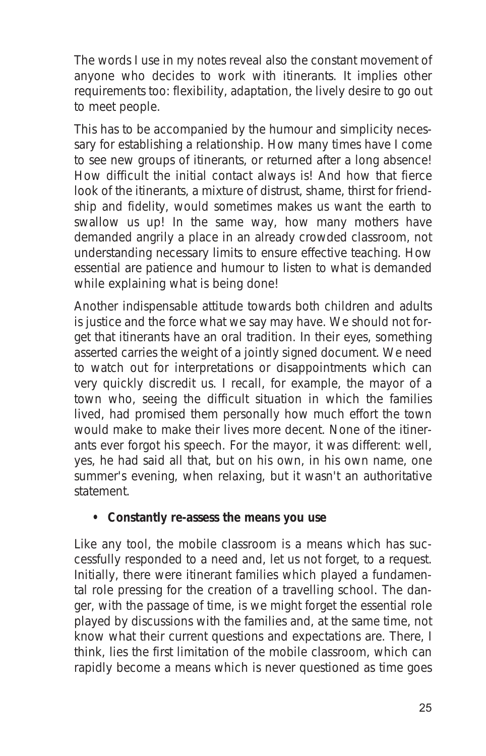The words I use in my notes reveal also the constant movement of anyone who decides to work with itinerants. It implies other requirements too: flexibility, adaptation, the lively desire to go out to meet people.

This has to be accompanied by the humour and simplicity necessary for establishing a relationship. How many times have I come to see new groups of itinerants, or returned after a long absence! How difficult the initial contact always is! And how that fierce look of the itinerants, a mixture of distrust, shame, thirst for friendship and fidelity, would sometimes makes us want the earth to swallow us up! In the same way, how many mothers have demanded angrily a place in an already crowded classroom, not understanding necessary limits to ensure effective teaching. How essential are patience and humour to listen to what is demanded while explaining what is being done!

Another indispensable attitude towards both children and adults is justice and the force what we say may have. We should not forget that itinerants have an oral tradition. In their eyes, something asserted carries the weight of a jointly signed document. We need to watch out for interpretations or disappointments which can very quickly discredit us. I recall, for example, the mayor of a town who, seeing the difficult situation in which the families lived, had promised them personally how much effort the town would make to make their lives more decent. None of the itinerants ever forgot his speech. For the mayor, it was different: well, yes, he had said all that, but on his own, in his own name, one summer's evening, when relaxing, but it wasn't an authoritative statement.

- **Constantly re-assess the means you use**

Like any tool, the mobile classroom is a means which has successfully responded to a need and, let us not forget, to a request. Initially, there were itinerant families which played a fundamental role pressing for the creation of a travelling school. The danger, with the passage of time, is we might forget the essential role played by discussions with the families and, at the same time, not know what their current questions and expectations are. There, I think, lies the first limitation of the mobile classroom, which can rapidly become a means which is never questioned as time goes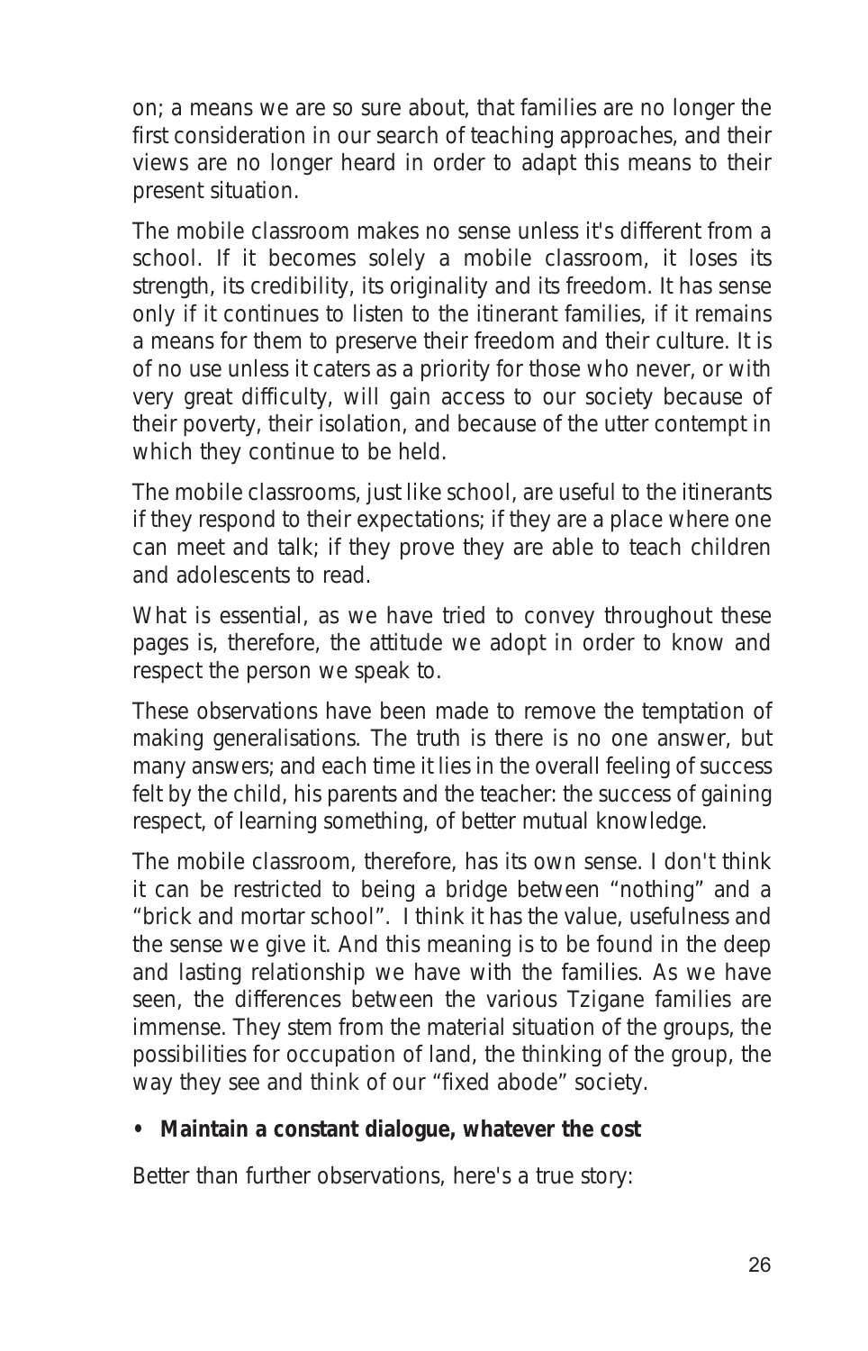on; a means we are so sure about, that families are no longer the first consideration in our search of teaching approaches, and their views are no longer heard in order to adapt this means to their present situation.

The mobile classroom makes no sense unless it's different from a school. If it becomes solely a mobile classroom, it loses its strength, its credibility, its originality and its freedom. It has sense only if it continues to listen to the itinerant families, if it remains a means for them to preserve their freedom and their culture. It is of no use unless it caters as a priority for those who never, or with very great difficulty, will gain access to our society because of their poverty, their isolation, and because of the utter contempt in which they continue to be held.

The mobile classrooms, just like school, are useful to the itinerants if they respond to their expectations; if they are a place where one can meet and talk; if they prove they are able to teach children and adolescents to read.

What is essential, as we have tried to convey throughout these pages is, therefore, the attitude we adopt in order to know and respect the person we speak to.

These observations have been made to remove the temptation of making generalisations. The truth is there is no one answer, but many answers; and each time it lies in the overall feeling of success felt by the child, his parents and the teacher: the success of gaining respect, of learning something, of better mutual knowledge.

The mobile classroom, therefore, has its own sense. I don't think it can be restricted to being a bridge between "nothing" and a "brick and mortar school". I think it has the value, usefulness and the sense we give it. And this meaning is to be found in the deep and lasting relationship we have with the families. As we have seen, the differences between the various Tzigane families are immense. They stem from the material situation of the groups, the possibilities for occupation of land, the thinking of the group, the way they see and think of our "fixed abode" society.

- **Maintain a constant dialogue, whatever the cost**

Better than further observations, here's a true story: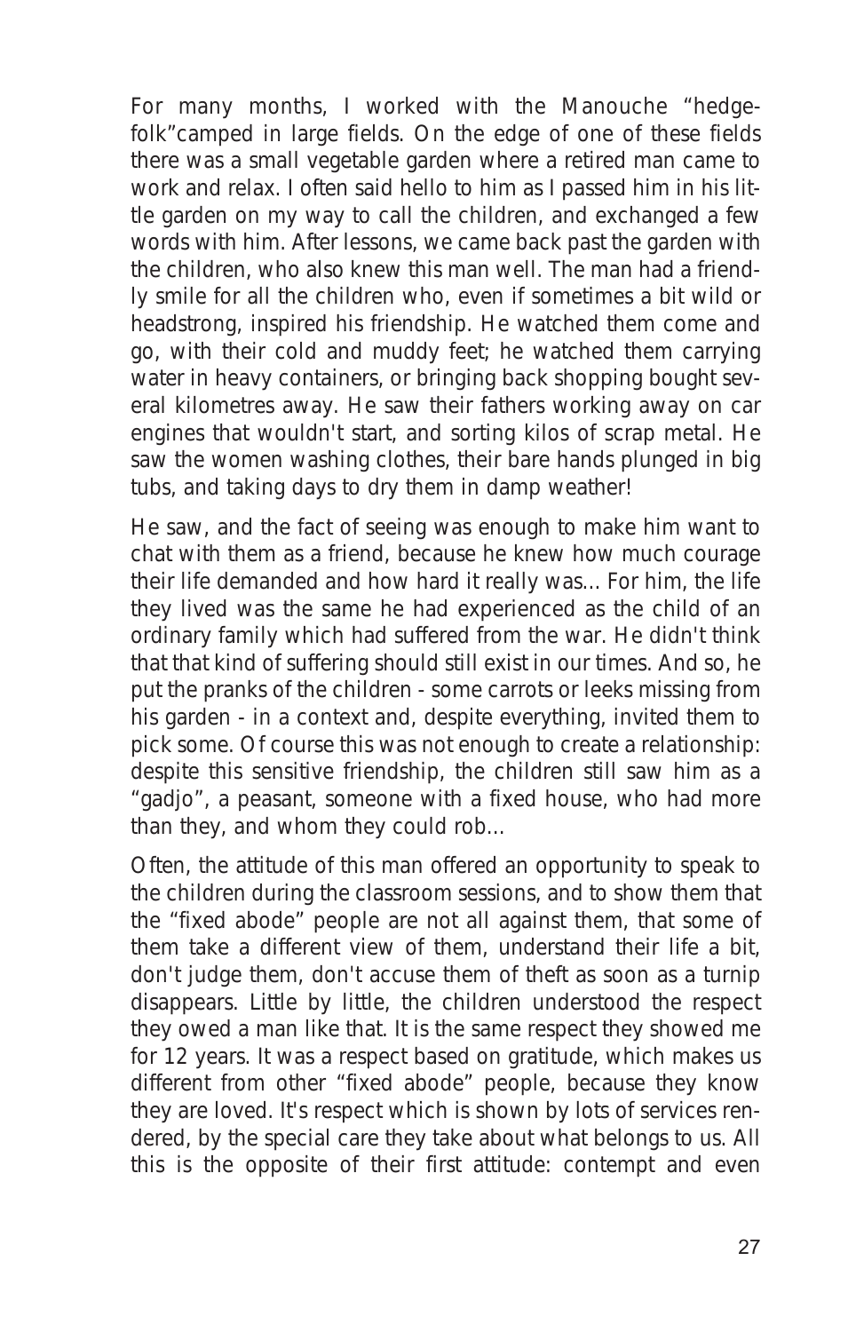For many months, I worked with the Manouche "hedge-folk"camped in large fields. On the edge of one of these fields there was a small vegetable garden where a retired man came to work and relax. I often said hello to him as I passed him in his little garden on my way to call the children, and exchanged a few words with him. After lessons, we came back past the garden with the children, who also knew this man well. The man had a friendly smile for all the children who, even if sometimes a bit wild or headstrong, inspired his friendship. He watched them come and go, with their cold and muddy feet; he watched them carrying water in heavy containers, or bringing back shopping bought several kilometres away. He saw their fathers working away on car engines that wouldn't start, and sorting kilos of scrap metal. He saw the women washing clothes, their bare hands plunged in big tubs, and taking days to dry them in damp weather!

He saw, and the fact of seeing was enough to make him want to chat with them as a friend, because he knew how much courage their life demanded and how hard it really was... For him, the life they lived was the same he had experienced as the child of an ordinary family which had suffered from the war. He didn't think that that kind of suffering should still exist in our times. And so, he put the pranks of the children - some carrots or leeks missing from his garden - in a context and, despite everything, invited them to pick some. Of course this was not enough to create a relationship: despite this sensitive friendship, the children still saw him as a "gadjo", a peasant, someone with a fixed house, who had more than they, and whom they could rob...

Often, the attitude of this man offered an opportunity to speak to the children during the classroom sessions, and to show them that the "fixed abode" people are not all against them, that some of them take a different view of them, understand their life a bit, don't judge them, don't accuse them of theft as soon as a turnip disappears. Little by little, the children understood the respect they owed a man like that. It is the same respect they showed me for 12 years. It was a respect based on gratitude, which makes us different from other "fixed abode" people, because they know they are loved. It's respect which is shown by lots of services rendered, by the special care they take about what belongs to us. All this is the opposite of their first attitude: contempt and even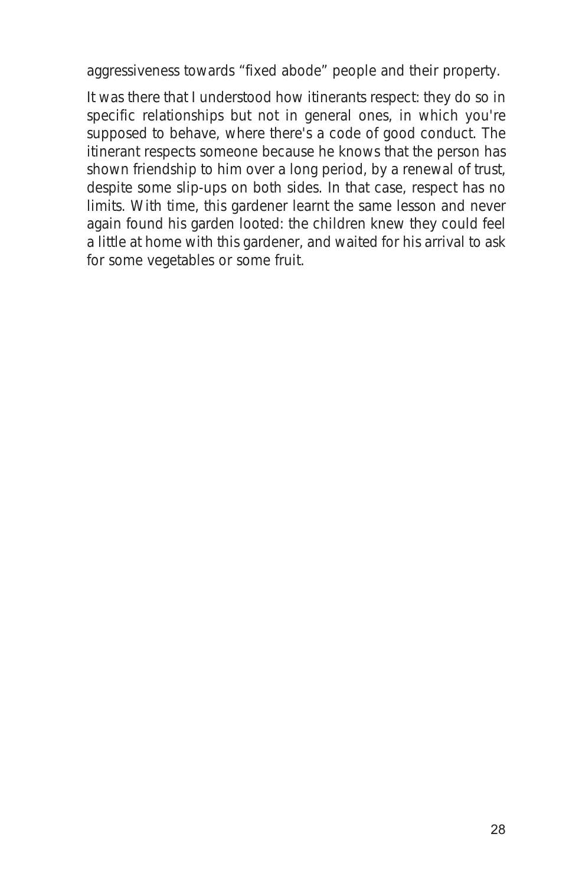aggressiveness towards “fixed abode” people and their property.

It was there that I understood how itinerants respect: they do so in specific relationships but not in general ones, in which you're supposed to behave, where there's a code of good conduct. The itinerant respects someone because he knows that the person has shown friendship to him over a long period, by a renewal of trust, despite some slip-ups on both sides. In that case, respect has no limits. With time, this gardener learnt the same lesson and never again found his garden looted: the children knew they could feel a little at home with this gardener, and waited for his arrival to ask for some vegetables or some fruit.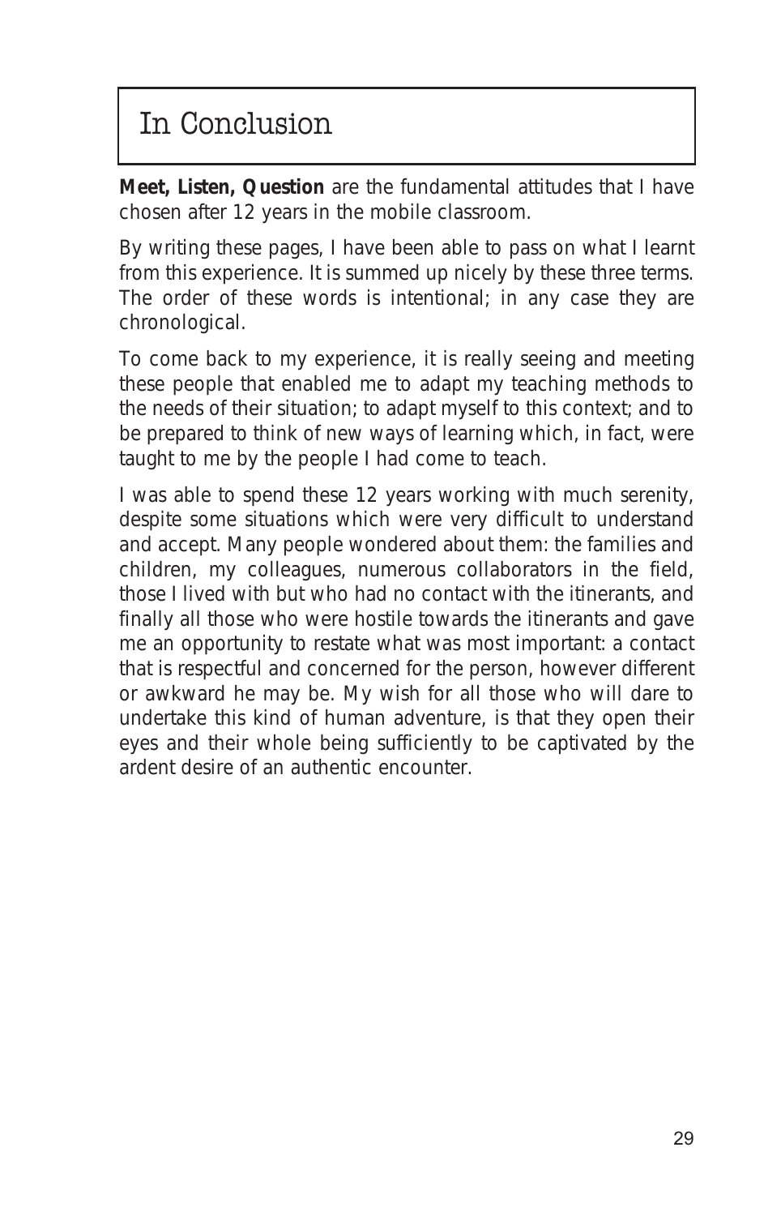# In Conclusion

**Meet, Listen, Question** are the fundamental attitudes that I have chosen after 12 years in the mobile classroom.

By writing these pages, I have been able to pass on what I learnt from this experience. It is summed up nicely by these three terms. The order of these words is intentional; in any case they are chronological.

To come back to my experience, it is really seeing and meeting these people that enabled me to adapt my teaching methods to the needs of their situation; to adapt myself to this context; and to be prepared to think of new ways of learning which, in fact, were taught to me by the people I had come to teach.

I was able to spend these 12 years working with much serenity, despite some situations which were very difficult to understand and accept. Many people wondered about them: the families and children, my colleagues, numerous collaborators in the field, those I lived with but who had no contact with the itinerants, and finally all those who were hostile towards the itinerants and gave me an opportunity to restate what was most important: a contact that is respectful and concerned for the person, however different or awkward he may be. My wish for all those who will dare to undertake this kind of human adventure, is that they open their eyes and their whole being sufficiently to be captivated by the ardent desire of an authentic encounter.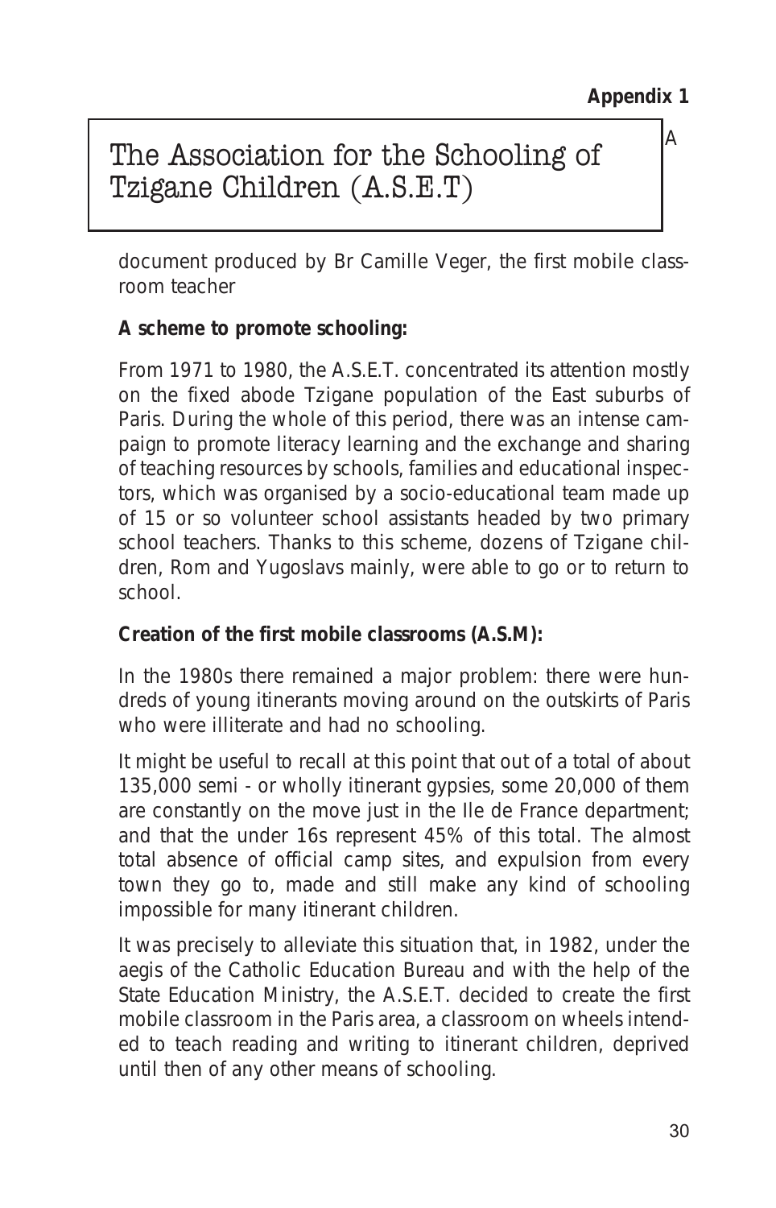**Appendix 1**

# The Association for the Schooling of Tzigane Children (A.S.E.T)

A document produced by Br Camille Veger, the first mobile classroom teacher

**A scheme to promote schooling:**

From 1971 to 1980, the A.S.E.T. concentrated its attention mostly on the fixed abode Tzigane population of the East suburbs of Paris. During the whole of this period, there was an intense campaign to promote literacy learning and the exchange and sharing of teaching resources by schools, families and educational inspectors, which was organised by a socio-educational team made up of 15 or so volunteer school assistants headed by two primary school teachers. Thanks to this scheme, dozens of Tzigane children, Rom and Yugoslavs mainly, were able to go or to return to school.

**Creation of the first mobile classrooms (A.S.M):**

In the 1980s there remained a major problem: there were hundreds of young itinerants moving around on the outskirts of Paris who were illiterate and had no schooling.

It might be useful to recall at this point that out of a total of about 135,000 semi - or wholly itinerant gypsies, some 20,000 of them are constantly on the move just in the Ile de France department; and that the under 16s represent 45% of this total. The almost total absence of official camp sites, and expulsion from every town they go to, made and still make any kind of schooling impossible for many itinerant children.

It was precisely to alleviate this situation that, in 1982, under the aegis of the Catholic Education Bureau and with the help of the State Education Ministry, the A.S.E.T. decided to create the first mobile classroom in the Paris area, a classroom on wheels intended to teach reading and writing to itinerant children, deprived until then of any other means of schooling.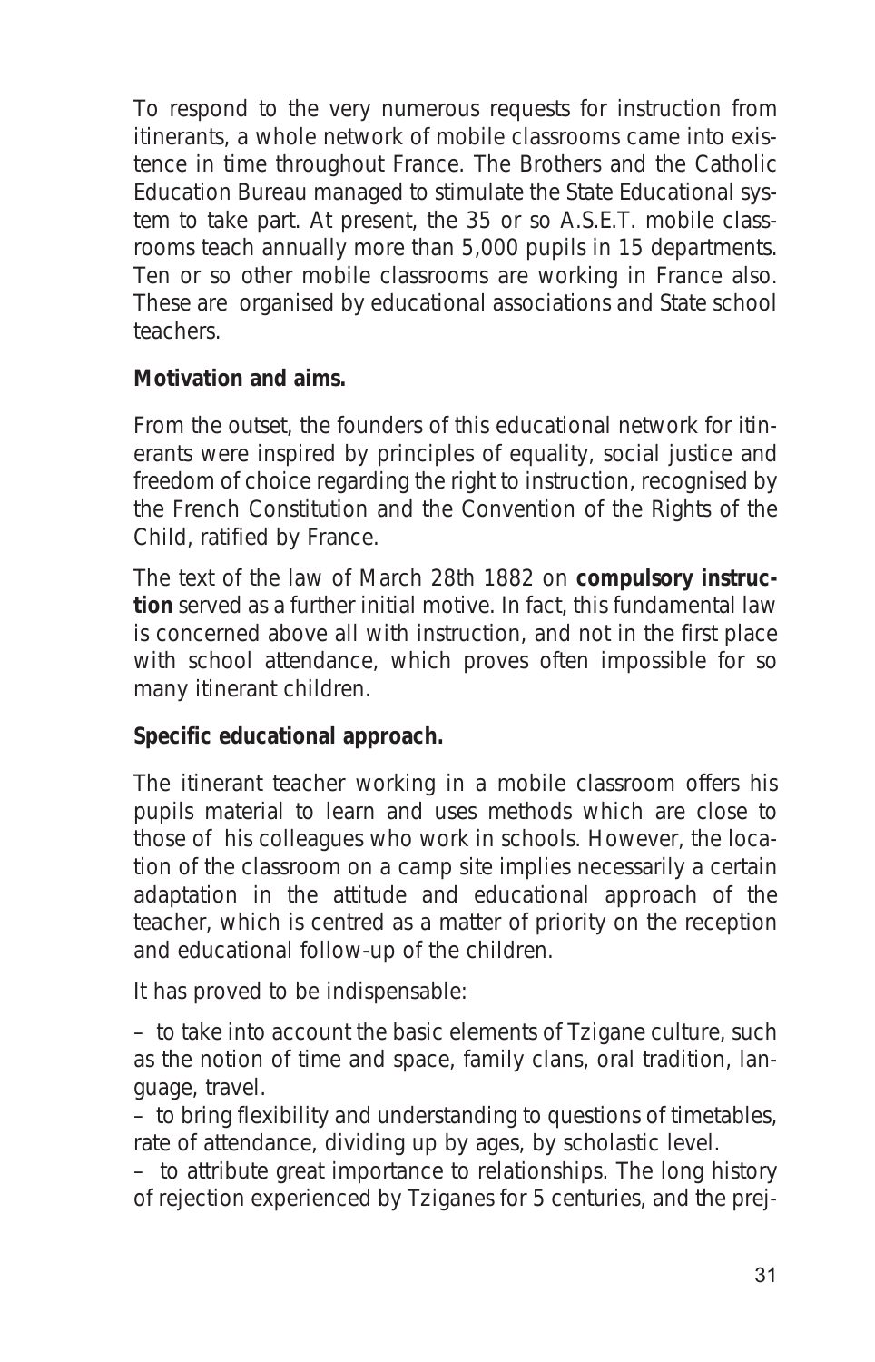To respond to the very numerous requests for instruction from itinerants, a whole network of mobile classrooms came into existence in time throughout France. The Brothers and the Catholic Education Bureau managed to stimulate the State Educational system to take part. At present, the 35 or so A.S.E.T. mobile classrooms teach annually more than 5,000 pupils in 15 departments. Ten or so other mobile classrooms are working in France also. These are organised by educational associations and State school teachers.

**Motivation and aims.**

From the outset, the founders of this educational network for itinerants were inspired by principles of equality, social justice and freedom of choice regarding the right to instruction, recognised by the French Constitution and the Convention of the Rights of the Child, ratified by France.

The text of the law of March 28th 1882 on **compulsory instruction** served as a further initial motive. In fact, this fundamental law is concerned above all with instruction, and not in the first place with school attendance, which proves often impossible for so many itinerant children.

**Specific educational approach.**

The itinerant teacher working in a mobile classroom offers his pupils material to learn and uses methods which are close to those of his colleagues who work in schools. However, the location of the classroom on a camp site implies necessarily a certain adaptation in the attitude and educational approach of the teacher, which is centred as a matter of priority on the reception and educational follow-up of the children.

It has proved to be indispensable:

– to take into account the basic elements of Tzigane culture, such as the notion of time and space, family clans, oral tradition, language, travel.
– to bring flexibility and understanding to questions of timetables, rate of attendance, dividing up by ages, by scholastic level.
– to attribute great importance to relationships. The long history of rejection experienced by Tziganes for 5 centuries, and the prej-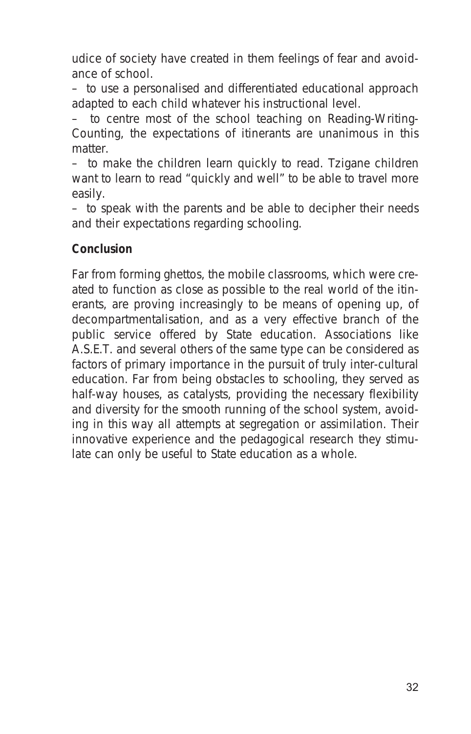udice of society have created in them feelings of fear and avoidance of school.

– to use a personalised and differentiated educational approach adapted to each child whatever his instructional level.

– to centre most of the school teaching on Reading-Writing-Counting, the expectations of itinerants are unanimous in this matter.

– to make the children learn quickly to read. Tzigane children want to learn to read “quickly and well” to be able to travel more easily.

– to speak with the parents and be able to decipher their needs and their expectations regarding schooling.

**Conclusion**

Far from forming ghettos, the mobile classrooms, which were created to function as close as possible to the real world of the itinerants, are proving increasingly to be means of opening up, of decompartmentalisation, and as a very effective branch of the public service offered by State education. Associations like A.S.E.T. and several others of the same type can be considered as factors of primary importance in the pursuit of truly inter-cultural education. Far from being obstacles to schooling, they served as half-way houses, as catalysts, providing the necessary flexibility and diversity for the smooth running of the school system, avoiding in this way all attempts at segregation or assimilation. Their innovative experience and the pedagogical research they stimulate can only be useful to State education as a whole.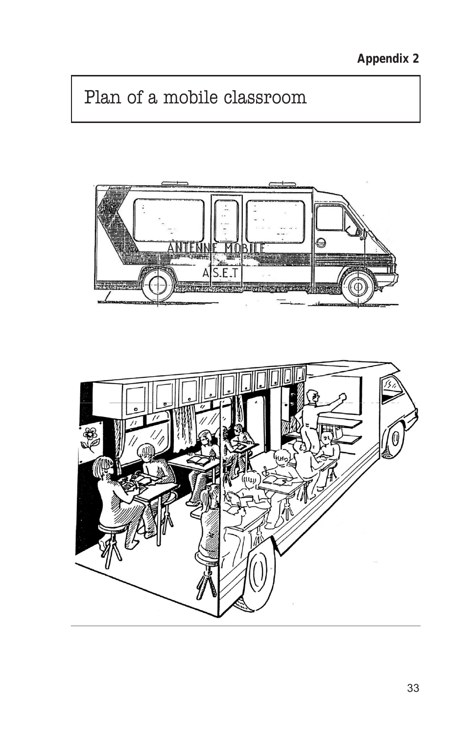**Appendix 2**

# Plan of a mobile classroom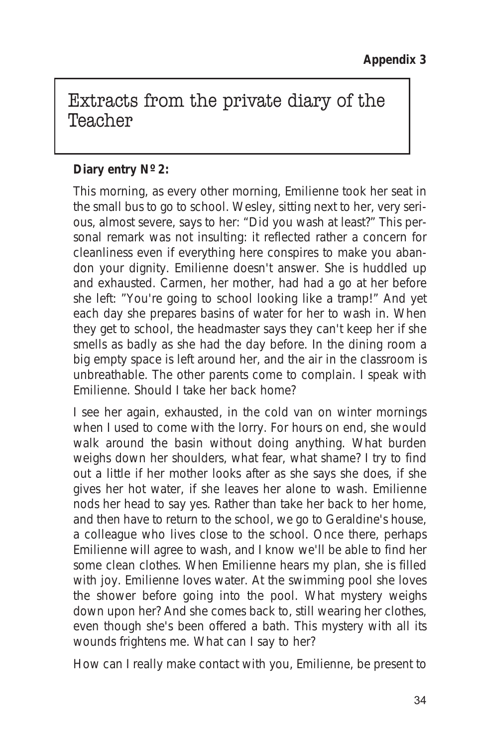**Appendix 3**

# Extracts from the private diary of the Teacher

**Diary entry Nº 2:**

This morning, as every other morning, Emilienne took her seat in the small bus to go to school. Wesley, sitting next to her, very serious, almost severe, says to her: "Did you wash at least?" This personal remark was not insulting: it reflected rather a concern for cleanliness even if everything here conspires to make you abandon your dignity. Emilienne doesn't answer. She is huddled up and exhausted. Carmen, her mother, had had a go at her before she left: "You're going to school looking like a tramp!" And yet each day she prepares basins of water for her to wash in. When they get to school, the headmaster says they can't keep her if she smells as badly as she had the day before. In the dining room a big empty space is left around her, and the air in the classroom is unbreathable. The other parents come to complain. I speak with Emilienne. Should I take her back home?

I see her again, exhausted, in the cold van on winter mornings when I used to come with the lorry. For hours on end, she would walk around the basin without doing anything. What burden weighs down her shoulders, what fear, what shame? I try to find out a little if her mother looks after as she says she does, if she gives her hot water, if she leaves her alone to wash. Emilienne nods her head to say yes. Rather than take her back to her home, and then have to return to the school, we go to Geraldine's house, a colleague who lives close to the school. Once there, perhaps Emilienne will agree to wash, and I know we'll be able to find her some clean clothes. When Emilienne hears my plan, she is filled with joy. Emilienne loves water. At the swimming pool she loves the shower before going into the pool. What mystery weighs down upon her? And she comes back to, still wearing her clothes, even though she's been offered a bath. This mystery with all its wounds frightens me. What can I say to her?

How can I really make contact with you, Emilienne, be present to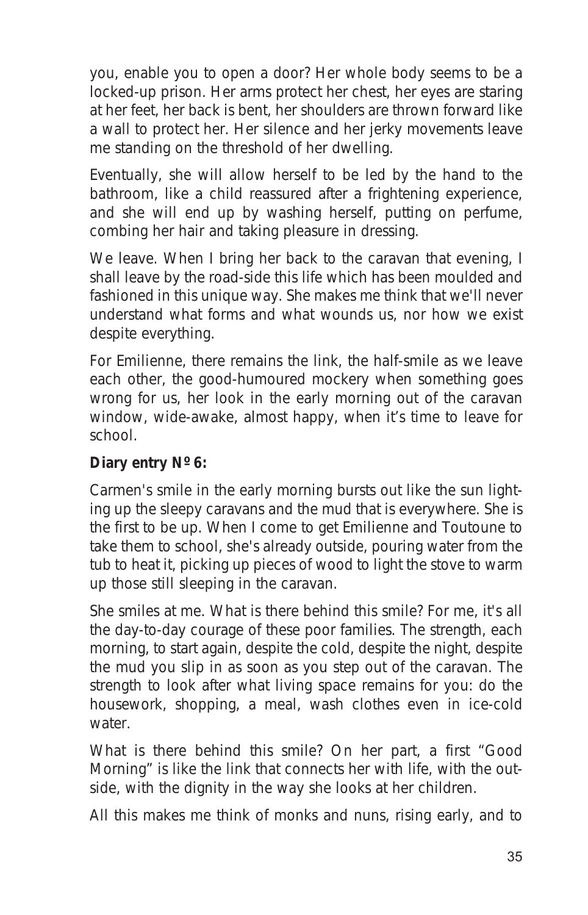you, enable you to open a door? Her whole body seems to be a locked-up prison. Her arms protect her chest, her eyes are staring at her feet, her back is bent, her shoulders are thrown forward like a wall to protect her. Her silence and her jerky movements leave me standing on the threshold of her dwelling.

Eventually, she will allow herself to be led by the hand to the bathroom, like a child reassured after a frightening experience, and she will end up by washing herself, putting on perfume, combing her hair and taking pleasure in dressing.

We leave. When I bring her back to the caravan that evening, I shall leave by the road-side this life which has been moulded and fashioned in this unique way. She makes me think that we'll never understand what forms and what wounds us, nor how we exist despite everything.

For Emilienne, there remains the link, the half-smile as we leave each other, the good-humoured mockery when something goes wrong for us, her look in the early morning out of the caravan window, wide-awake, almost happy, when it's time to leave for school.

**Diary entry Nº 6:**

Carmen's smile in the early morning bursts out like the sun lighting up the sleepy caravans and the mud that is everywhere. She is the first to be up. When I come to get Emilienne and Toutoune to take them to school, she's already outside, pouring water from the tub to heat it, picking up pieces of wood to light the stove to warm up those still sleeping in the caravan.

She smiles at me. What is there behind this smile? For me, it's all the day-to-day courage of these poor families. The strength, each morning, to start again, despite the cold, despite the night, despite the mud you slip in as soon as you step out of the caravan. The strength to look after what living space remains for you: do the housework, shopping, a meal, wash clothes even in ice-cold water.

What is there behind this smile? On her part, a first "Good Morning" is like the link that connects her with life, with the outside, with the dignity in the way she looks at her children.

All this makes me think of monks and nuns, rising early, and to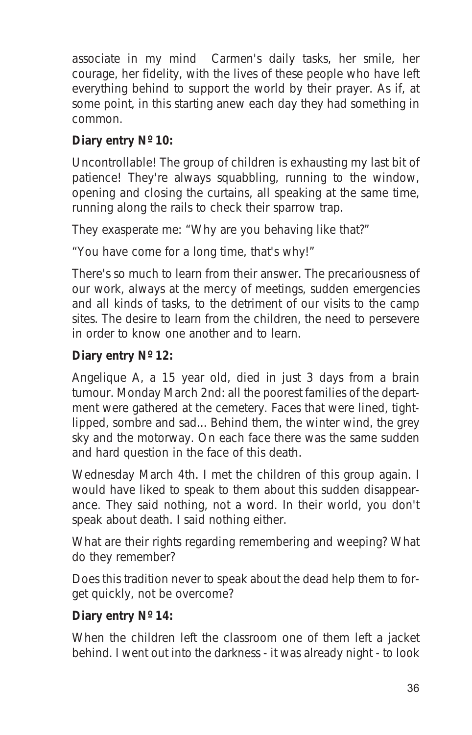associate in my mind Carmen's daily tasks, her smile, her courage, her fidelity, with the lives of these people who have left everything behind to support the world by their prayer. As if, at some point, in this starting anew each day they had something in common.

**Diary entry Nº 10:**

Uncontrollable! The group of children is exhausting my last bit of patience! They're always squabbling, running to the window, opening and closing the curtains, all speaking at the same time, running along the rails to check their sparrow trap.

They exasperate me: "Why are you behaving like that?"

"You have come for a long time, that's why!"

There's so much to learn from their answer. The precariousness of our work, always at the mercy of meetings, sudden emergencies and all kinds of tasks, to the detriment of our visits to the camp sites. The desire to learn from the children, the need to persevere in order to know one another and to learn.

**Diary entry Nº 12:**

Angelique A, a 15 year old, died in just 3 days from a brain tumour. Monday March 2nd: all the poorest families of the department were gathered at the cemetery. Faces that were lined, tight-lipped, sombre and sad... Behind them, the winter wind, the grey sky and the motorway. On each face there was the same sudden and hard question in the face of this death.

Wednesday March 4th. I met the children of this group again. I would have liked to speak to them about this sudden disappearance. They said nothing, not a word. In their world, you don't speak about death. I said nothing either.

What are their rights regarding remembering and weeping? What do they remember?

Does this tradition never to speak about the dead help them to forget quickly, not be overcome?

**Diary entry Nº 14:**

When the children left the classroom one of them left a jacket behind. I went out into the darkness - it was already night - to look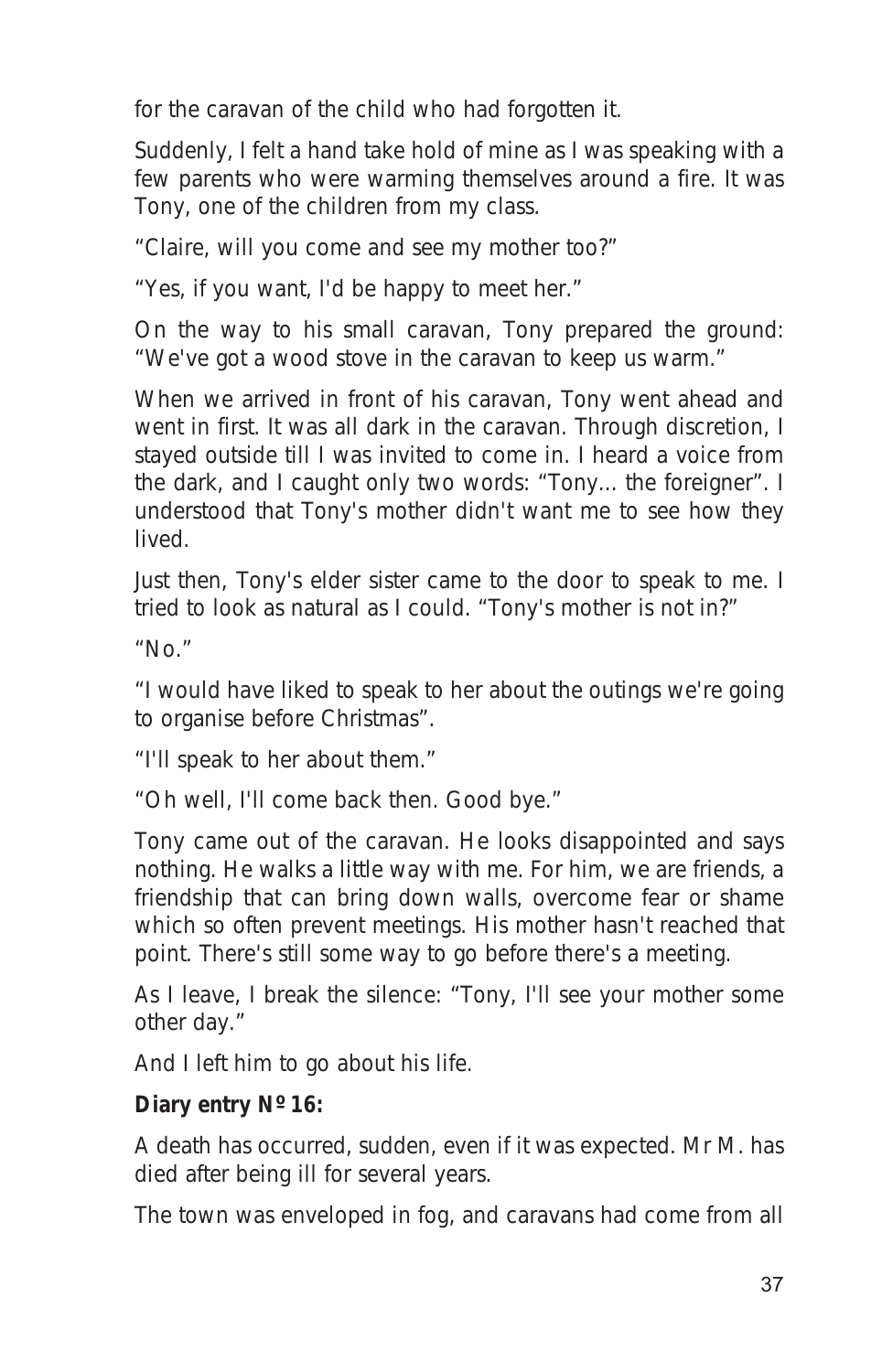for the caravan of the child who had forgotten it.

Suddenly, I felt a hand take hold of mine as I was speaking with a few parents who were warming themselves around a fire. It was Tony, one of the children from my class.

"Claire, will you come and see my mother too?"

"Yes, if you want, I'd be happy to meet her."

On the way to his small caravan, Tony prepared the ground: "We've got a wood stove in the caravan to keep us warm."

When we arrived in front of his caravan, Tony went ahead and went in first. It was all dark in the caravan. Through discretion, I stayed outside till I was invited to come in. I heard a voice from the dark, and I caught only two words: "Tony… the foreigner". I understood that Tony's mother didn't want me to see how they lived.

Just then, Tony's elder sister came to the door to speak to me. I tried to look as natural as I could. "Tony's mother is not in?"

"No."

"I would have liked to speak to her about the outings we're going to organise before Christmas".

"I'll speak to her about them."

"Oh well, I'll come back then. Good bye."

Tony came out of the caravan. He looks disappointed and says nothing. He walks a little way with me. For him, we are friends, a friendship that can bring down walls, overcome fear or shame which so often prevent meetings. His mother hasn't reached that point. There's still some way to go before there's a meeting.

As I leave, I break the silence: "Tony, I'll see your mother some other day."

And I left him to go about his life.

**Diary entry Nº 16:**

A death has occurred, sudden, even if it was expected. Mr M. has died after being ill for several years.

The town was enveloped in fog, and caravans had come from all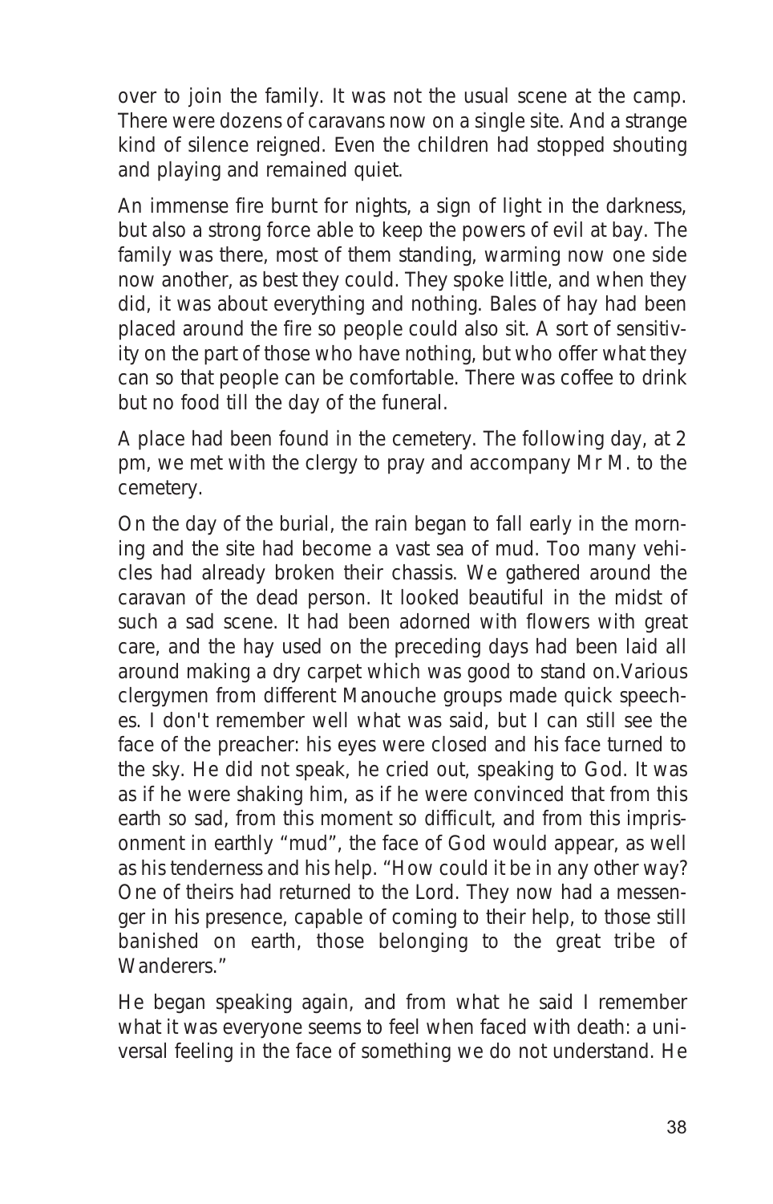over to join the family. It was not the usual scene at the camp. There were dozens of caravans now on a single site. And a strange kind of silence reigned. Even the children had stopped shouting and playing and remained quiet.

An immense fire burnt for nights, a sign of light in the darkness, but also a strong force able to keep the powers of evil at bay. The family was there, most of them standing, warming now one side now another, as best they could. They spoke little, and when they did, it was about everything and nothing. Bales of hay had been placed around the fire so people could also sit. A sort of sensitivity on the part of those who have nothing, but who offer what they can so that people can be comfortable. There was coffee to drink but no food till the day of the funeral.

A place had been found in the cemetery. The following day, at 2 pm, we met with the clergy to pray and accompany Mr M. to the cemetery.

On the day of the burial, the rain began to fall early in the morning and the site had become a vast sea of mud. Too many vehicles had already broken their chassis. We gathered around the caravan of the dead person. It looked beautiful in the midst of such a sad scene. It had been adorned with flowers with great care, and the hay used on the preceding days had been laid all around making a dry carpet which was good to stand on.Various clergymen from different Manouche groups made quick speeches. I don't remember well what was said, but I can still see the face of the preacher: his eyes were closed and his face turned to the sky. He did not speak, he cried out, speaking to God. It was as if he were shaking him, as if he were convinced that from this earth so sad, from this moment so difficult, and from this imprisonment in earthly "mud", the face of God would appear, as well as his tenderness and his help. "How could it be in any other way? One of theirs had returned to the Lord. They now had a messenger in his presence, capable of coming to their help, to those still banished on earth, those belonging to the great tribe of Wanderers."

He began speaking again, and from what he said I remember what it was everyone seems to feel when faced with death: a universal feeling in the face of something we do not understand. He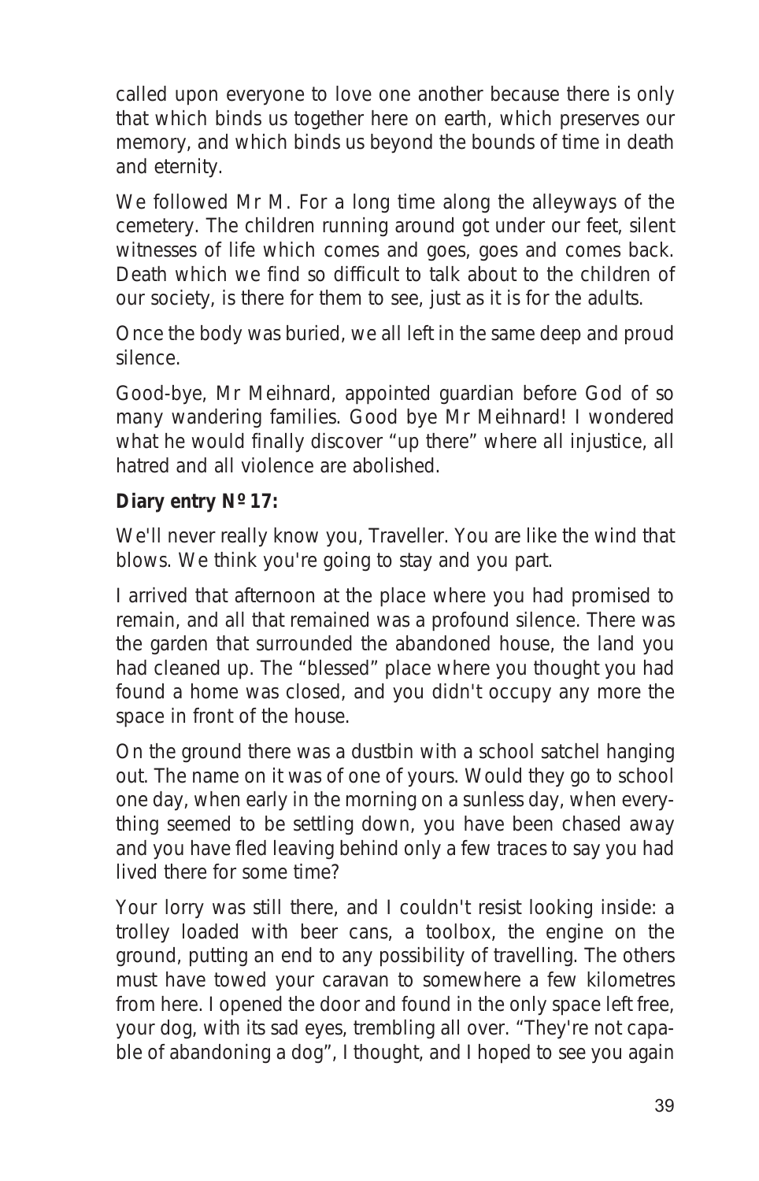called upon everyone to love one another because there is only that which binds us together here on earth, which preserves our memory, and which binds us beyond the bounds of time in death and eternity.

We followed Mr M. For a long time along the alleyways of the cemetery. The children running around got under our feet, silent witnesses of life which comes and goes, goes and comes back. Death which we find so difficult to talk about to the children of our society, is there for them to see, just as it is for the adults.

Once the body was buried, we all left in the same deep and proud silence.

Good-bye, Mr Meihnard, appointed guardian before God of so many wandering families. Good bye Mr Meihnard! I wondered what he would finally discover "up there" where all injustice, all hatred and all violence are abolished.

**Diary entry Nº 17:**

We'll never really know you, Traveller. You are like the wind that blows. We think you're going to stay and you part.

I arrived that afternoon at the place where you had promised to remain, and all that remained was a profound silence. There was the garden that surrounded the abandoned house, the land you had cleaned up. The "blessed" place where you thought you had found a home was closed, and you didn't occupy any more the space in front of the house.

On the ground there was a dustbin with a school satchel hanging out. The name on it was of one of yours. Would they go to school one day, when early in the morning on a sunless day, when everything seemed to be settling down, you have been chased away and you have fled leaving behind only a few traces to say you had lived there for some time?

Your lorry was still there, and I couldn't resist looking inside: a trolley loaded with beer cans, a toolbox, the engine on the ground, putting an end to any possibility of travelling. The others must have towed your caravan to somewhere a few kilometres from here. I opened the door and found in the only space left free, your dog, with its sad eyes, trembling all over. "They're not capable of abandoning a dog", I thought, and I hoped to see you again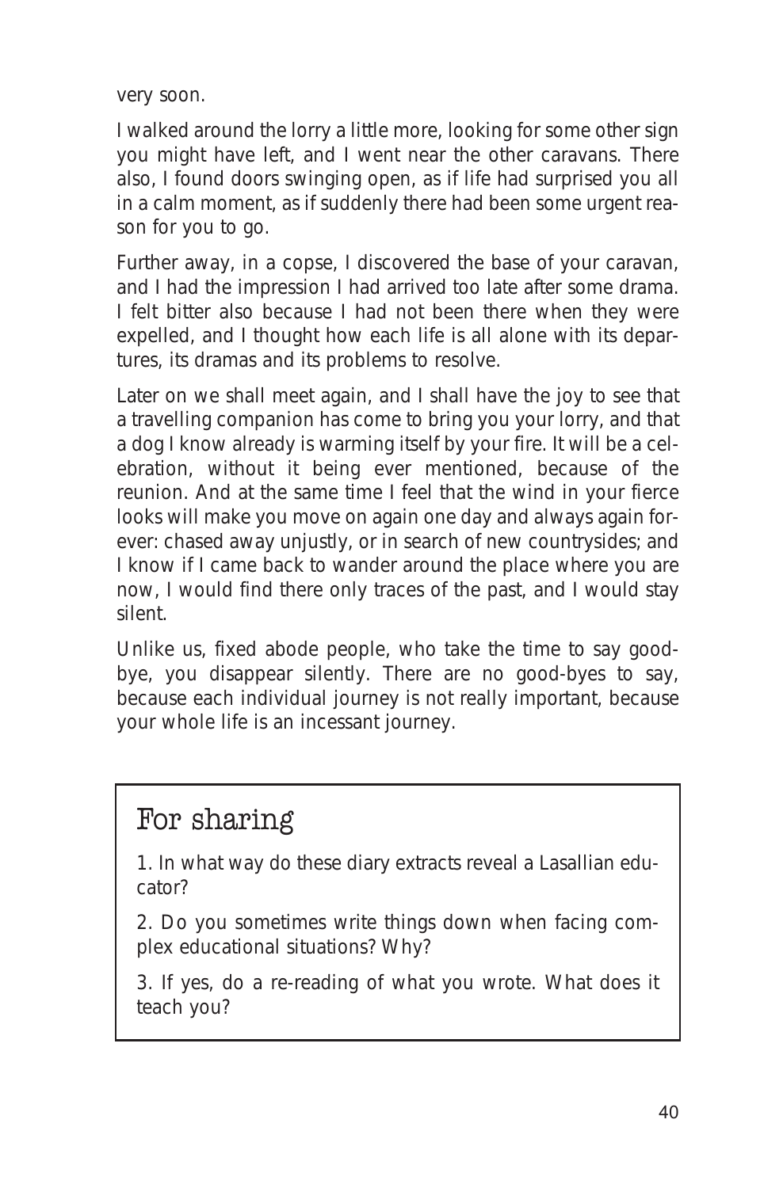very soon.

I walked around the lorry a little more, looking for some other sign you might have left, and I went near the other caravans. There also, I found doors swinging open, as if life had surprised you all in a calm moment, as if suddenly there had been some urgent reason for you to go.

Further away, in a copse, I discovered the base of your caravan, and I had the impression I had arrived too late after some drama. I felt bitter also because I had not been there when they were expelled, and I thought how each life is all alone with its departures, its dramas and its problems to resolve.

Later on we shall meet again, and I shall have the joy to see that a travelling companion has come to bring you your lorry, and that a dog I know already is warming itself by your fire. It will be a celebration, without it being ever mentioned, because of the reunion. And at the same time I feel that the wind in your fierce looks will make you move on again one day and always again forever: chased away unjustly, or in search of new countrysides; and I know if I came back to wander around the place where you are now, I would find there only traces of the past, and I would stay silent.

Unlike us, fixed abode people, who take the time to say good-bye, you disappear silently. There are no good-byes to say, because each individual journey is not really important, because your whole life is an incessant journey.

## For sharing

1. In what way do these diary extracts reveal a Lasallian educator?

2. Do you sometimes write things down when facing complex educational situations? Why?

3. If yes, do a re-reading of what you wrote. What does it teach you?